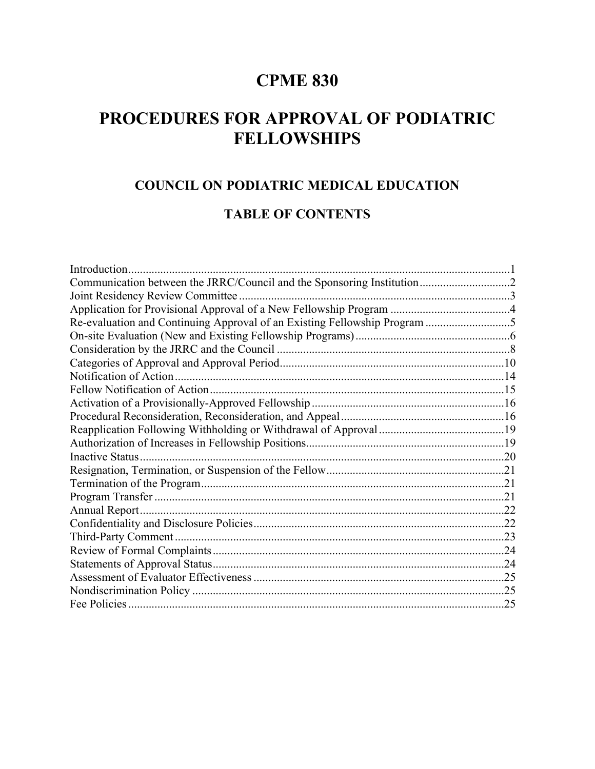# CPME 830

# PROCEDURES FOR APPROVAL OF PODIATRIC FELLOWSHIPS

## COUNCIL ON PODIATRIC MEDICAL EDUCATION

## TABLE OF CONTENTS

| Section | Page |
|---|---|
| Introduction | 1 |
| Communication between the JRRC/Council and the Sponsoring Institution | 2 |
| Joint Residency Review Committee | 3 |
| Application for Provisional Approval of a New Fellowship Program | 4 |
| Re-evaluation and Continuing Approval of an Existing Fellowship Program | 5 |
| On-site Evaluation (New and Existing Fellowship Programs) | 6 |
| Consideration by the JRRC and the Council | 8 |
| Categories of Approval and Approval Period | 10 |
| Notification of Action | 14 |
| Fellow Notification of Action | 15 |
| Activation of a Provisionally-Approved Fellowship | 16 |
| Procedural Reconsideration, Reconsideration, and Appeal | 16 |
| Reapplication Following Withholding or Withdrawal of Approval | 19 |
| Authorization of Increases in Fellowship Positions | 19 |
| Inactive Status | 20 |
| Resignation, Termination, or Suspension of the Fellow | 21 |
| Termination of the Program | 21 |
| Program Transfer | 21 |
| Annual Report | 22 |
| Confidentiality and Disclosure Policies | 22 |
| Third-Party Comment | 23 |
| Review of Formal Complaints | 24 |
| Statements of Approval Status | 24 |
| Assessment of Evaluator Effectiveness | 25 |
| Nondiscrimination Policy | 25 |
| Fee Policies | 25 |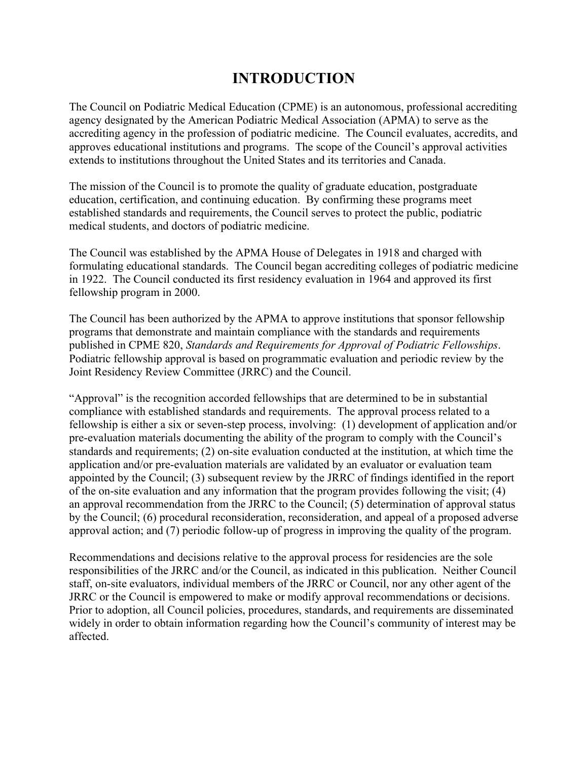# INTRODUCTION

The Council on Podiatric Medical Education (CPME) is an autonomous, professional accrediting agency designated by the American Podiatric Medical Association (APMA) to serve as the accrediting agency in the profession of podiatric medicine. The Council evaluates, accredits, and approves educational institutions and programs. The scope of the Council's approval activities extends to institutions throughout the United States and its territories and Canada.

The mission of the Council is to promote the quality of graduate education, postgraduate education, certification, and continuing education. By confirming these programs meet established standards and requirements, the Council serves to protect the public, podiatric medical students, and doctors of podiatric medicine.

The Council was established by the APMA House of Delegates in 1918 and charged with formulating educational standards. The Council began accrediting colleges of podiatric medicine in 1922. The Council conducted its first residency evaluation in 1964 and approved its first fellowship program in 2000.

The Council has been authorized by the APMA to approve institutions that sponsor fellowship programs that demonstrate and maintain compliance with the standards and requirements published in CPME 820, *Standards and Requirements for Approval of Podiatric Fellowships*. Podiatric fellowship approval is based on programmatic evaluation and periodic review by the Joint Residency Review Committee (JRRC) and the Council.

"Approval" is the recognition accorded fellowships that are determined to be in substantial compliance with established standards and requirements. The approval process related to a fellowship is either a six or seven-step process, involving: (1) development of application and/or pre-evaluation materials documenting the ability of the program to comply with the Council's standards and requirements; (2) on-site evaluation conducted at the institution, at which time the application and/or pre-evaluation materials are validated by an evaluator or evaluation team appointed by the Council; (3) subsequent review by the JRRC of findings identified in the report of the on-site evaluation and any information that the program provides following the visit; (4) an approval recommendation from the JRRC to the Council; (5) determination of approval status by the Council; (6) procedural reconsideration, reconsideration, and appeal of a proposed adverse approval action; and (7) periodic follow-up of progress in improving the quality of the program.

Recommendations and decisions relative to the approval process for residencies are the sole responsibilities of the JRRC and/or the Council, as indicated in this publication. Neither Council staff, on-site evaluators, individual members of the JRRC or Council, nor any other agent of the JRRC or the Council is empowered to make or modify approval recommendations or decisions. Prior to adoption, all Council policies, procedures, standards, and requirements are disseminated widely in order to obtain information regarding how the Council's community of interest may be affected.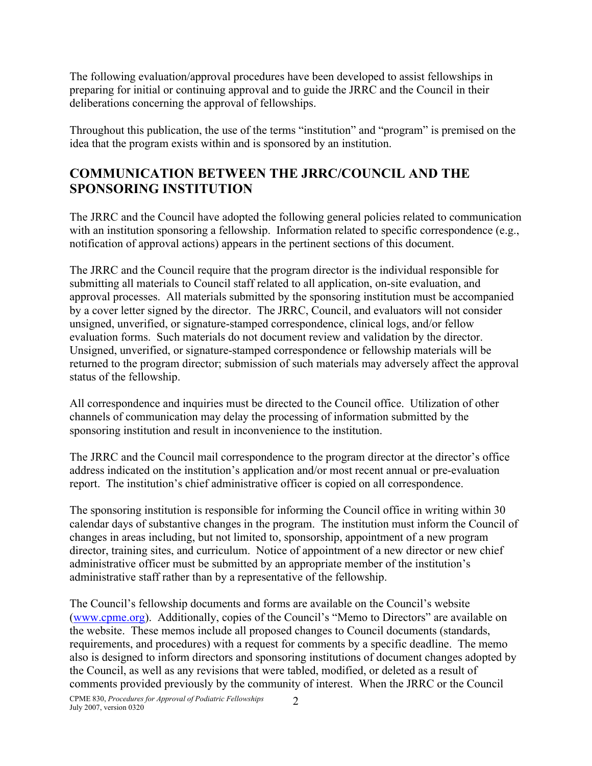The following evaluation/approval procedures have been developed to assist fellowships in preparing for initial or continuing approval and to guide the JRRC and the Council in their deliberations concerning the approval of fellowships.

Throughout this publication, the use of the terms "institution" and "program" is premised on the idea that the program exists within and is sponsored by an institution.

## COMMUNICATION BETWEEN THE JRRC/COUNCIL AND THE SPONSORING INSTITUTION

The JRRC and the Council have adopted the following general policies related to communication with an institution sponsoring a fellowship. Information related to specific correspondence (e.g., notification of approval actions) appears in the pertinent sections of this document.

The JRRC and the Council require that the program director is the individual responsible for submitting all materials to Council staff related to all application, on-site evaluation, and approval processes. All materials submitted by the sponsoring institution must be accompanied by a cover letter signed by the director. The JRRC, Council, and evaluators will not consider unsigned, unverified, or signature-stamped correspondence, clinical logs, and/or fellow evaluation forms. Such materials do not document review and validation by the director. Unsigned, unverified, or signature-stamped correspondence or fellowship materials will be returned to the program director; submission of such materials may adversely affect the approval status of the fellowship.

All correspondence and inquiries must be directed to the Council office. Utilization of other channels of communication may delay the processing of information submitted by the sponsoring institution and result in inconvenience to the institution.

The JRRC and the Council mail correspondence to the program director at the director's office address indicated on the institution's application and/or most recent annual or pre-evaluation report. The institution's chief administrative officer is copied on all correspondence.

The sponsoring institution is responsible for informing the Council office in writing within 30 calendar days of substantive changes in the program. The institution must inform the Council of changes in areas including, but not limited to, sponsorship, appointment of a new program director, training sites, and curriculum. Notice of appointment of a new director or new chief administrative officer must be submitted by an appropriate member of the institution's administrative staff rather than by a representative of the fellowship.

The Council's fellowship documents and forms are available on the Council's website (www.cpme.org). Additionally, copies of the Council's "Memo to Directors" are available on the website. These memos include all proposed changes to Council documents (standards, requirements, and procedures) with a request for comments by a specific deadline. The memo also is designed to inform directors and sponsoring institutions of document changes adopted by the Council, as well as any revisions that were tabled, modified, or deleted as a result of comments provided previously by the community of interest. When the JRRC or the Council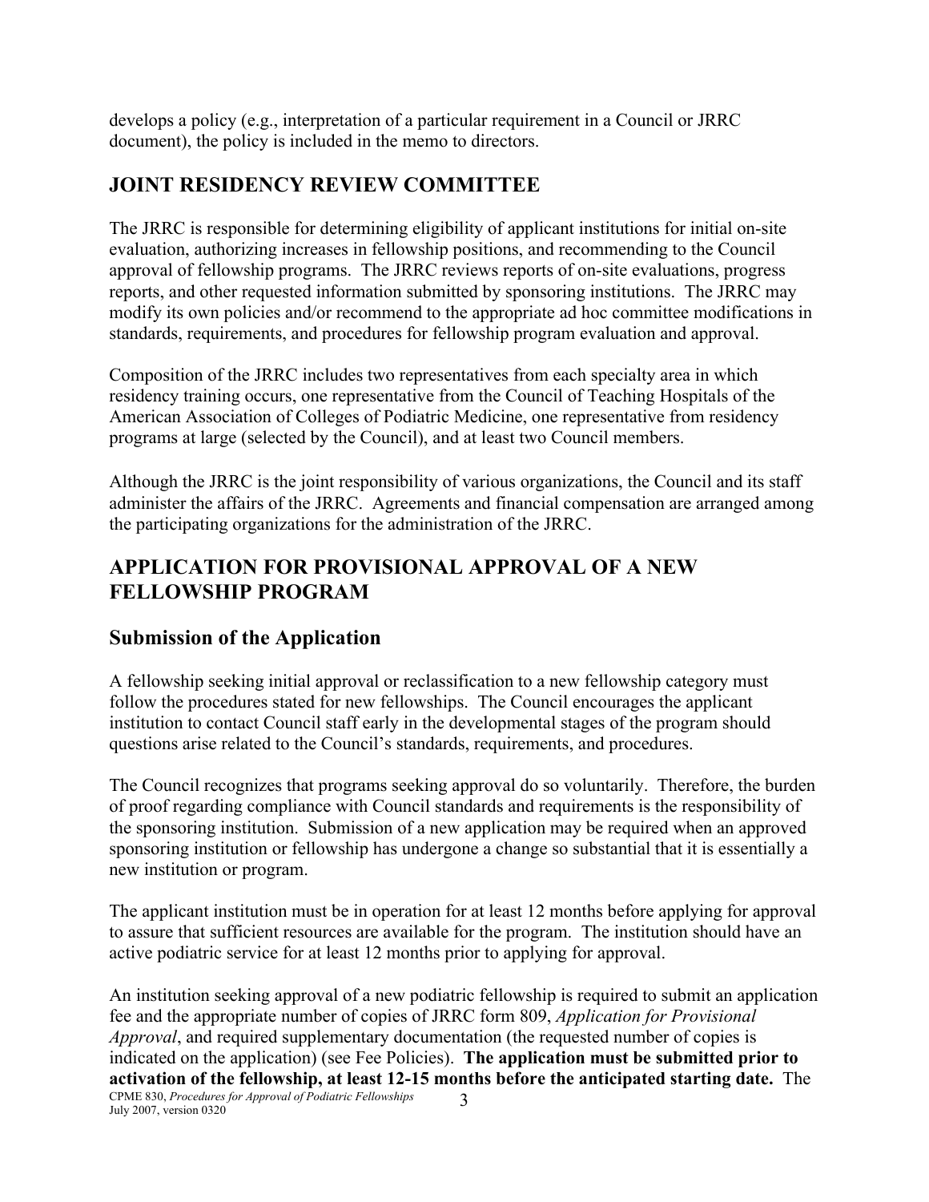develops a policy (e.g., interpretation of a particular requirement in a Council or JRRC document), the policy is included in the memo to directors.

## JOINT RESIDENCY REVIEW COMMITTEE

The JRRC is responsible for determining eligibility of applicant institutions for initial on-site evaluation, authorizing increases in fellowship positions, and recommending to the Council approval of fellowship programs. The JRRC reviews reports of on-site evaluations, progress reports, and other requested information submitted by sponsoring institutions. The JRRC may modify its own policies and/or recommend to the appropriate ad hoc committee modifications in standards, requirements, and procedures for fellowship program evaluation and approval.

Composition of the JRRC includes two representatives from each specialty area in which residency training occurs, one representative from the Council of Teaching Hospitals of the American Association of Colleges of Podiatric Medicine, one representative from residency programs at large (selected by the Council), and at least two Council members.

Although the JRRC is the joint responsibility of various organizations, the Council and its staff administer the affairs of the JRRC. Agreements and financial compensation are arranged among the participating organizations for the administration of the JRRC.

## APPLICATION FOR PROVISIONAL APPROVAL OF A NEW FELLOWSHIP PROGRAM

### Submission of the Application

A fellowship seeking initial approval or reclassification to a new fellowship category must follow the procedures stated for new fellowships. The Council encourages the applicant institution to contact Council staff early in the developmental stages of the program should questions arise related to the Council's standards, requirements, and procedures.

The Council recognizes that programs seeking approval do so voluntarily. Therefore, the burden of proof regarding compliance with Council standards and requirements is the responsibility of the sponsoring institution. Submission of a new application may be required when an approved sponsoring institution or fellowship has undergone a change so substantial that it is essentially a new institution or program.

The applicant institution must be in operation for at least 12 months before applying for approval to assure that sufficient resources are available for the program. The institution should have an active podiatric service for at least 12 months prior to applying for approval.

An institution seeking approval of a new podiatric fellowship is required to submit an application fee and the appropriate number of copies of JRRC form 809, *Application for Provisional Approval*, and required supplementary documentation (the requested number of copies is indicated on the application) (see Fee Policies). **The application must be submitted prior to activation of the fellowship, at least 12-15 months before the anticipated starting date.** The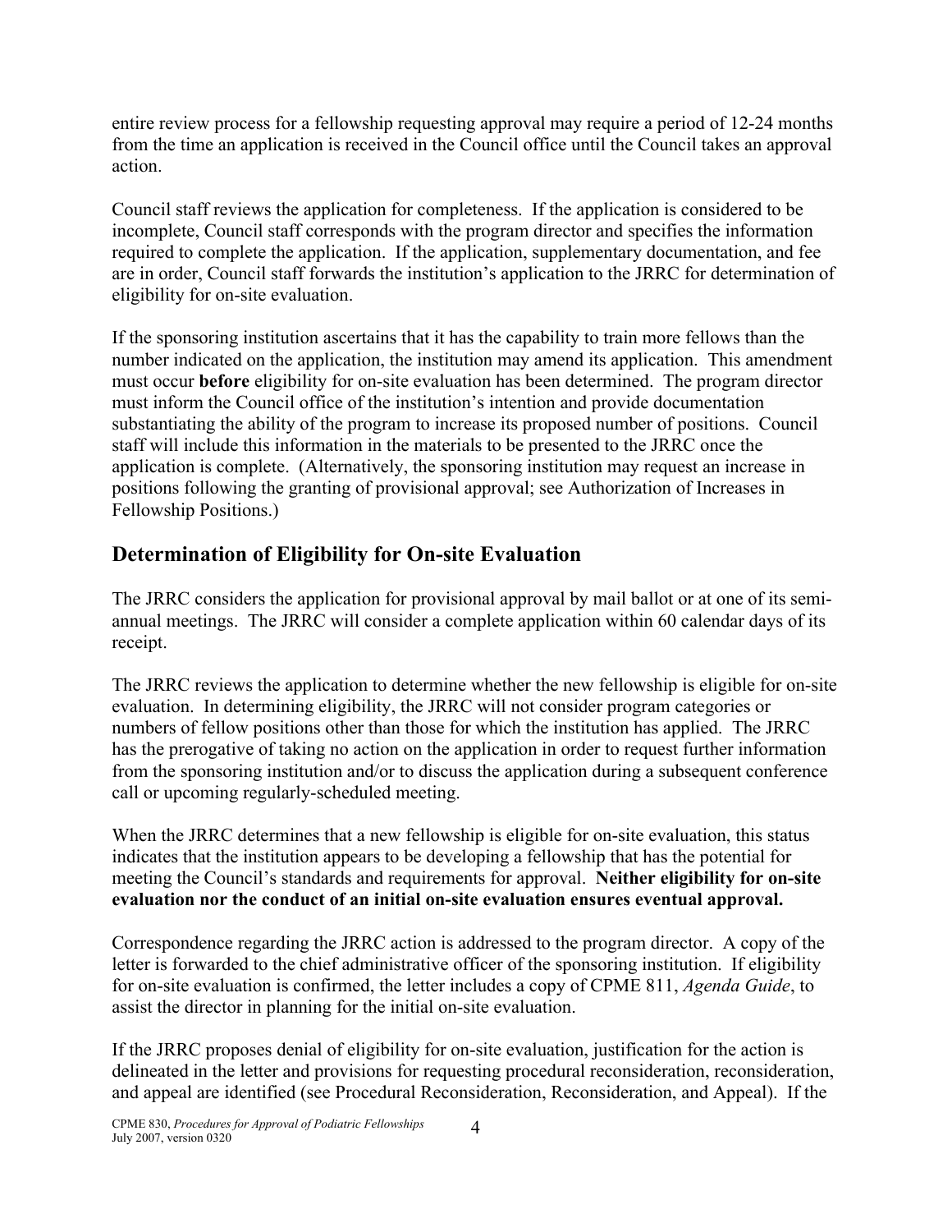entire review process for a fellowship requesting approval may require a period of 12-24 months from the time an application is received in the Council office until the Council takes an approval action.

Council staff reviews the application for completeness. If the application is considered to be incomplete, Council staff corresponds with the program director and specifies the information required to complete the application. If the application, supplementary documentation, and fee are in order, Council staff forwards the institution's application to the JRRC for determination of eligibility for on-site evaluation.

If the sponsoring institution ascertains that it has the capability to train more fellows than the number indicated on the application, the institution may amend its application. This amendment must occur **before** eligibility for on-site evaluation has been determined. The program director must inform the Council office of the institution's intention and provide documentation substantiating the ability of the program to increase its proposed number of positions. Council staff will include this information in the materials to be presented to the JRRC once the application is complete. (Alternatively, the sponsoring institution may request an increase in positions following the granting of provisional approval; see Authorization of Increases in Fellowship Positions.)

## Determination of Eligibility for On-site Evaluation

The JRRC considers the application for provisional approval by mail ballot or at one of its semi-annual meetings. The JRRC will consider a complete application within 60 calendar days of its receipt.

The JRRC reviews the application to determine whether the new fellowship is eligible for on-site evaluation. In determining eligibility, the JRRC will not consider program categories or numbers of fellow positions other than those for which the institution has applied. The JRRC has the prerogative of taking no action on the application in order to request further information from the sponsoring institution and/or to discuss the application during a subsequent conference call or upcoming regularly-scheduled meeting.

When the JRRC determines that a new fellowship is eligible for on-site evaluation, this status indicates that the institution appears to be developing a fellowship that has the potential for meeting the Council's standards and requirements for approval. **Neither eligibility for on-site evaluation nor the conduct of an initial on-site evaluation ensures eventual approval.**

Correspondence regarding the JRRC action is addressed to the program director. A copy of the letter is forwarded to the chief administrative officer of the sponsoring institution. If eligibility for on-site evaluation is confirmed, the letter includes a copy of CPME 811, *Agenda Guide*, to assist the director in planning for the initial on-site evaluation.

If the JRRC proposes denial of eligibility for on-site evaluation, justification for the action is delineated in the letter and provisions for requesting procedural reconsideration, reconsideration, and appeal are identified (see Procedural Reconsideration, Reconsideration, and Appeal). If the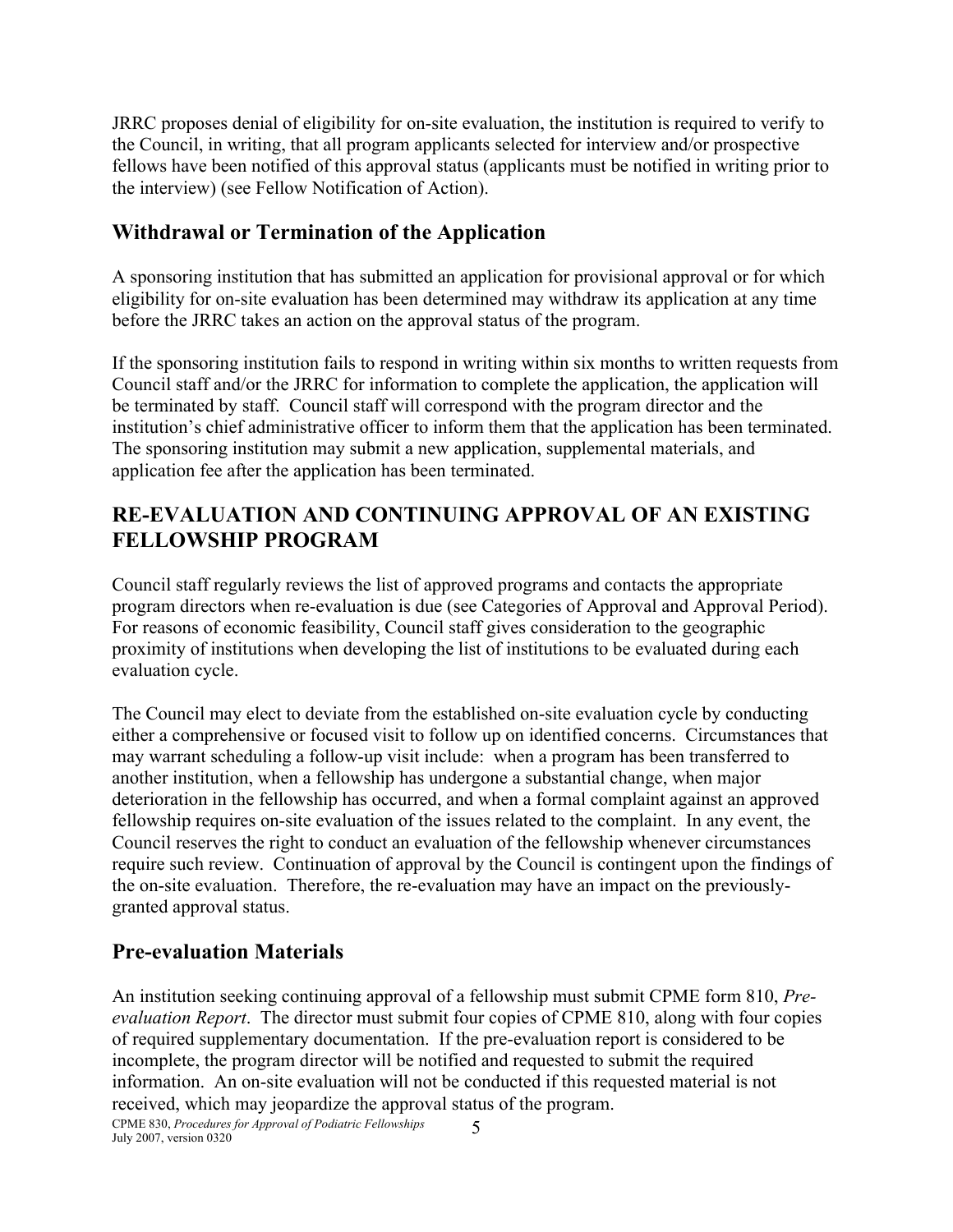JRRC proposes denial of eligibility for on-site evaluation, the institution is required to verify to the Council, in writing, that all program applicants selected for interview and/or prospective fellows have been notified of this approval status (applicants must be notified in writing prior to the interview) (see Fellow Notification of Action).

## Withdrawal or Termination of the Application

A sponsoring institution that has submitted an application for provisional approval or for which eligibility for on-site evaluation has been determined may withdraw its application at any time before the JRRC takes an action on the approval status of the program.

If the sponsoring institution fails to respond in writing within six months to written requests from Council staff and/or the JRRC for information to complete the application, the application will be terminated by staff. Council staff will correspond with the program director and the institution's chief administrative officer to inform them that the application has been terminated. The sponsoring institution may submit a new application, supplemental materials, and application fee after the application has been terminated.

# RE-EVALUATION AND CONTINUING APPROVAL OF AN EXISTING FELLOWSHIP PROGRAM

Council staff regularly reviews the list of approved programs and contacts the appropriate program directors when re-evaluation is due (see Categories of Approval and Approval Period). For reasons of economic feasibility, Council staff gives consideration to the geographic proximity of institutions when developing the list of institutions to be evaluated during each evaluation cycle.

The Council may elect to deviate from the established on-site evaluation cycle by conducting either a comprehensive or focused visit to follow up on identified concerns. Circumstances that may warrant scheduling a follow-up visit include: when a program has been transferred to another institution, when a fellowship has undergone a substantial change, when major deterioration in the fellowship has occurred, and when a formal complaint against an approved fellowship requires on-site evaluation of the issues related to the complaint. In any event, the Council reserves the right to conduct an evaluation of the fellowship whenever circumstances require such review. Continuation of approval by the Council is contingent upon the findings of the on-site evaluation. Therefore, the re-evaluation may have an impact on the previously-granted approval status.

## Pre-evaluation Materials

An institution seeking continuing approval of a fellowship must submit CPME form 810, *Pre-evaluation Report*. The director must submit four copies of CPME 810, along with four copies of required supplementary documentation. If the pre-evaluation report is considered to be incomplete, the program director will be notified and requested to submit the required information. An on-site evaluation will not be conducted if this requested material is not received, which may jeopardize the approval status of the program.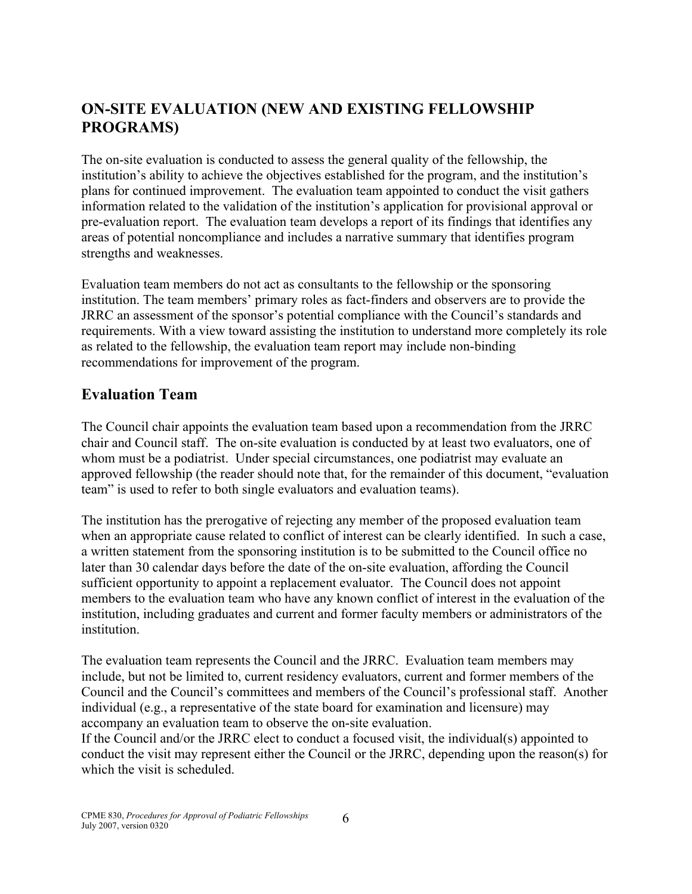## ON-SITE EVALUATION (NEW AND EXISTING FELLOWSHIP PROGRAMS)

The on-site evaluation is conducted to assess the general quality of the fellowship, the institution's ability to achieve the objectives established for the program, and the institution's plans for continued improvement. The evaluation team appointed to conduct the visit gathers information related to the validation of the institution's application for provisional approval or pre-evaluation report. The evaluation team develops a report of its findings that identifies any areas of potential noncompliance and includes a narrative summary that identifies program strengths and weaknesses.

Evaluation team members do not act as consultants to the fellowship or the sponsoring institution. The team members' primary roles as fact-finders and observers are to provide the JRRC an assessment of the sponsor's potential compliance with the Council's standards and requirements. With a view toward assisting the institution to understand more completely its role as related to the fellowship, the evaluation team report may include non-binding recommendations for improvement of the program.

### Evaluation Team

The Council chair appoints the evaluation team based upon a recommendation from the JRRC chair and Council staff. The on-site evaluation is conducted by at least two evaluators, one of whom must be a podiatrist. Under special circumstances, one podiatrist may evaluate an approved fellowship (the reader should note that, for the remainder of this document, "evaluation team" is used to refer to both single evaluators and evaluation teams).

The institution has the prerogative of rejecting any member of the proposed evaluation team when an appropriate cause related to conflict of interest can be clearly identified. In such a case, a written statement from the sponsoring institution is to be submitted to the Council office no later than 30 calendar days before the date of the on-site evaluation, affording the Council sufficient opportunity to appoint a replacement evaluator. The Council does not appoint members to the evaluation team who have any known conflict of interest in the evaluation of the institution, including graduates and current and former faculty members or administrators of the institution.

The evaluation team represents the Council and the JRRC. Evaluation team members may include, but not be limited to, current residency evaluators, current and former members of the Council and the Council's committees and members of the Council's professional staff. Another individual (e.g., a representative of the state board for examination and licensure) may accompany an evaluation team to observe the on-site evaluation.

If the Council and/or the JRRC elect to conduct a focused visit, the individual(s) appointed to conduct the visit may represent either the Council or the JRRC, depending upon the reason(s) for which the visit is scheduled.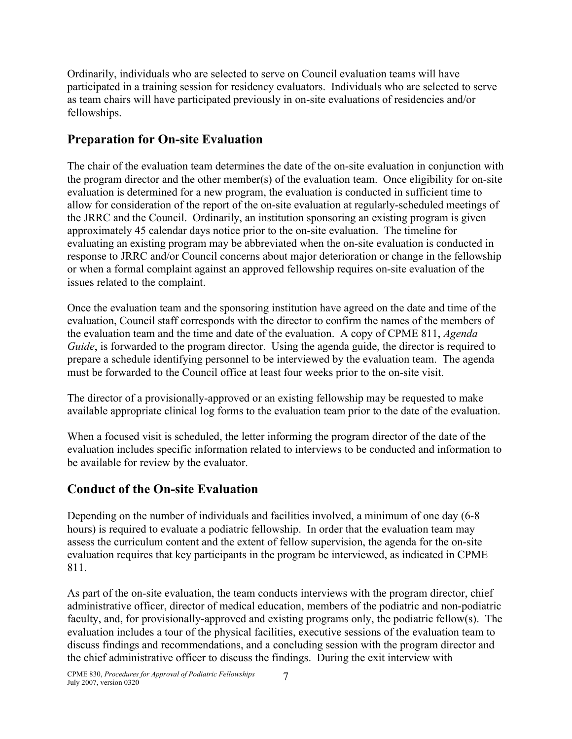Ordinarily, individuals who are selected to serve on Council evaluation teams will have participated in a training session for residency evaluators. Individuals who are selected to serve as team chairs will have participated previously in on-site evaluations of residencies and/or fellowships.

## Preparation for On-site Evaluation

The chair of the evaluation team determines the date of the on-site evaluation in conjunction with the program director and the other member(s) of the evaluation team. Once eligibility for on-site evaluation is determined for a new program, the evaluation is conducted in sufficient time to allow for consideration of the report of the on-site evaluation at regularly-scheduled meetings of the JRRC and the Council. Ordinarily, an institution sponsoring an existing program is given approximately 45 calendar days notice prior to the on-site evaluation. The timeline for evaluating an existing program may be abbreviated when the on-site evaluation is conducted in response to JRRC and/or Council concerns about major deterioration or change in the fellowship or when a formal complaint against an approved fellowship requires on-site evaluation of the issues related to the complaint.

Once the evaluation team and the sponsoring institution have agreed on the date and time of the evaluation, Council staff corresponds with the director to confirm the names of the members of the evaluation team and the time and date of the evaluation. A copy of CPME 811, *Agenda Guide*, is forwarded to the program director. Using the agenda guide, the director is required to prepare a schedule identifying personnel to be interviewed by the evaluation team. The agenda must be forwarded to the Council office at least four weeks prior to the on-site visit.

The director of a provisionally-approved or an existing fellowship may be requested to make available appropriate clinical log forms to the evaluation team prior to the date of the evaluation.

When a focused visit is scheduled, the letter informing the program director of the date of the evaluation includes specific information related to interviews to be conducted and information to be available for review by the evaluator.

## Conduct of the On-site Evaluation

Depending on the number of individuals and facilities involved, a minimum of one day (6-8 hours) is required to evaluate a podiatric fellowship. In order that the evaluation team may assess the curriculum content and the extent of fellow supervision, the agenda for the on-site evaluation requires that key participants in the program be interviewed, as indicated in CPME 811.

As part of the on-site evaluation, the team conducts interviews with the program director, chief administrative officer, director of medical education, members of the podiatric and non-podiatric faculty, and, for provisionally-approved and existing programs only, the podiatric fellow(s). The evaluation includes a tour of the physical facilities, executive sessions of the evaluation team to discuss findings and recommendations, and a concluding session with the program director and the chief administrative officer to discuss the findings. During the exit interview with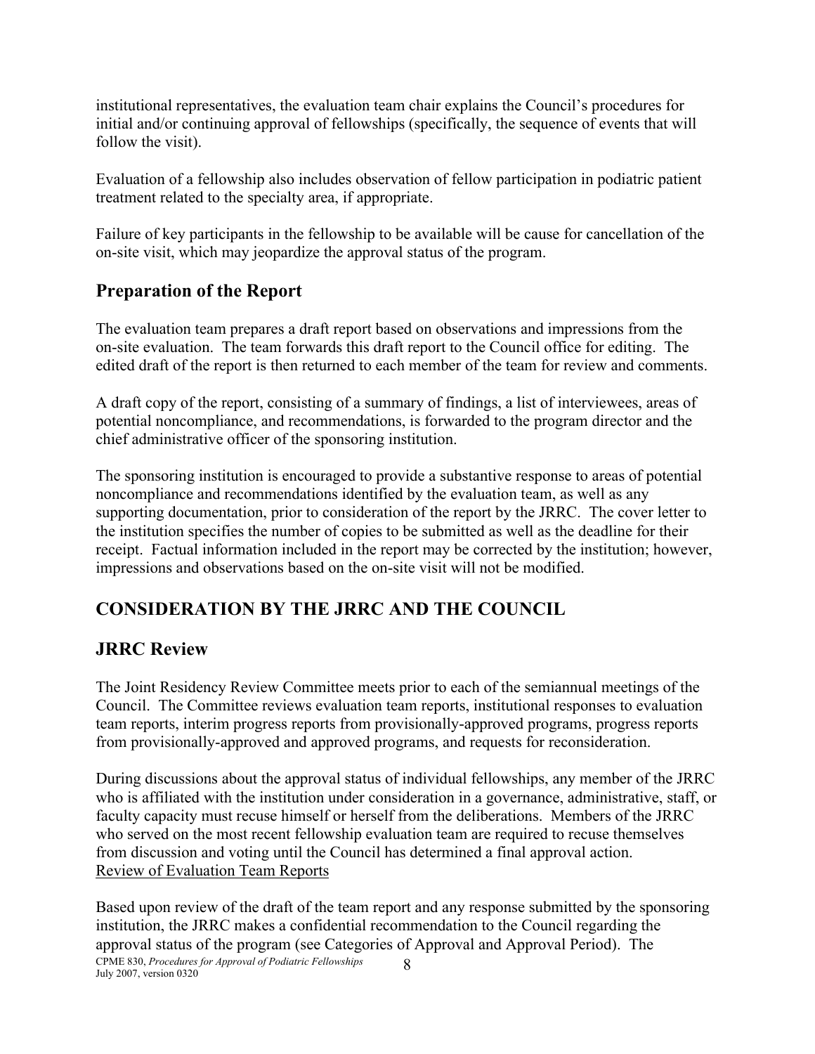institutional representatives, the evaluation team chair explains the Council's procedures for initial and/or continuing approval of fellowships (specifically, the sequence of events that will follow the visit).

Evaluation of a fellowship also includes observation of fellow participation in podiatric patient treatment related to the specialty area, if appropriate.

Failure of key participants in the fellowship to be available will be cause for cancellation of the on-site visit, which may jeopardize the approval status of the program.

## Preparation of the Report

The evaluation team prepares a draft report based on observations and impressions from the on-site evaluation. The team forwards this draft report to the Council office for editing. The edited draft of the report is then returned to each member of the team for review and comments.

A draft copy of the report, consisting of a summary of findings, a list of interviewees, areas of potential noncompliance, and recommendations, is forwarded to the program director and the chief administrative officer of the sponsoring institution.

The sponsoring institution is encouraged to provide a substantive response to areas of potential noncompliance and recommendations identified by the evaluation team, as well as any supporting documentation, prior to consideration of the report by the JRRC. The cover letter to the institution specifies the number of copies to be submitted as well as the deadline for their receipt. Factual information included in the report may be corrected by the institution; however, impressions and observations based on the on-site visit will not be modified.

# CONSIDERATION BY THE JRRC AND THE COUNCIL

## JRRC Review

The Joint Residency Review Committee meets prior to each of the semiannual meetings of the Council. The Committee reviews evaluation team reports, institutional responses to evaluation team reports, interim progress reports from provisionally-approved programs, progress reports from provisionally-approved and approved programs, and requests for reconsideration.

During discussions about the approval status of individual fellowships, any member of the JRRC who is affiliated with the institution under consideration in a governance, administrative, staff, or faculty capacity must recuse himself or herself from the deliberations. Members of the JRRC who served on the most recent fellowship evaluation team are required to recuse themselves from discussion and voting until the Council has determined a final approval action.

<u>Review of Evaluation Team Reports</u>

Based upon review of the draft of the team report and any response submitted by the sponsoring institution, the JRRC makes a confidential recommendation to the Council regarding the approval status of the program (see Categories of Approval and Approval Period). The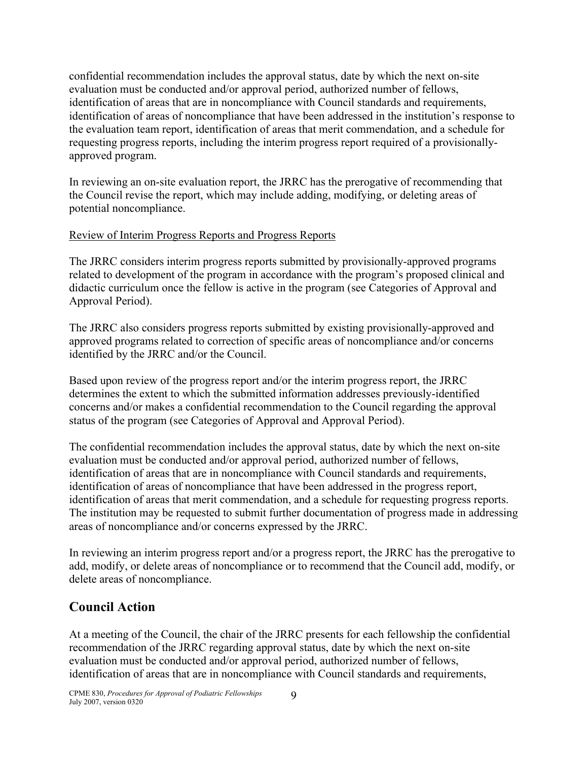confidential recommendation includes the approval status, date by which the next on-site evaluation must be conducted and/or approval period, authorized number of fellows, identification of areas that are in noncompliance with Council standards and requirements, identification of areas of noncompliance that have been addressed in the institution's response to the evaluation team report, identification of areas that merit commendation, and a schedule for requesting progress reports, including the interim progress report required of a provisionally-approved program.

In reviewing an on-site evaluation report, the JRRC has the prerogative of recommending that the Council revise the report, which may include adding, modifying, or deleting areas of potential noncompliance.

Review of Interim Progress Reports and Progress Reports

The JRRC considers interim progress reports submitted by provisionally-approved programs related to development of the program in accordance with the program's proposed clinical and didactic curriculum once the fellow is active in the program (see Categories of Approval and Approval Period).

The JRRC also considers progress reports submitted by existing provisionally-approved and approved programs related to correction of specific areas of noncompliance and/or concerns identified by the JRRC and/or the Council.

Based upon review of the progress report and/or the interim progress report, the JRRC determines the extent to which the submitted information addresses previously-identified concerns and/or makes a confidential recommendation to the Council regarding the approval status of the program (see Categories of Approval and Approval Period).

The confidential recommendation includes the approval status, date by which the next on-site evaluation must be conducted and/or approval period, authorized number of fellows, identification of areas that are in noncompliance with Council standards and requirements, identification of areas of noncompliance that have been addressed in the progress report, identification of areas that merit commendation, and a schedule for requesting progress reports. The institution may be requested to submit further documentation of progress made in addressing areas of noncompliance and/or concerns expressed by the JRRC.

In reviewing an interim progress report and/or a progress report, the JRRC has the prerogative to add, modify, or delete areas of noncompliance or to recommend that the Council add, modify, or delete areas of noncompliance.

## Council Action

At a meeting of the Council, the chair of the JRRC presents for each fellowship the confidential recommendation of the JRRC regarding approval status, date by which the next on-site evaluation must be conducted and/or approval period, authorized number of fellows, identification of areas that are in noncompliance with Council standards and requirements,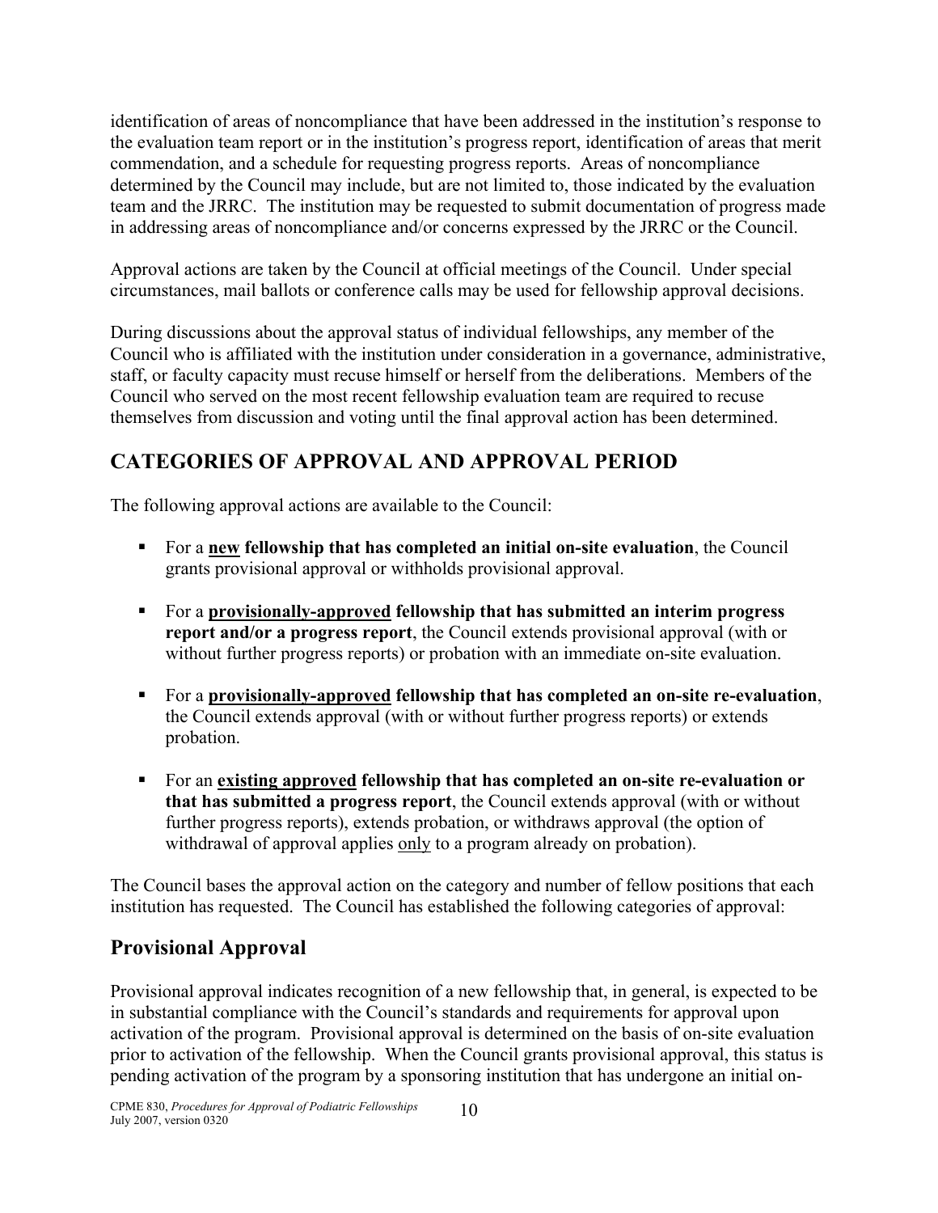identification of areas of noncompliance that have been addressed in the institution's response to the evaluation team report or in the institution's progress report, identification of areas that merit commendation, and a schedule for requesting progress reports. Areas of noncompliance determined by the Council may include, but are not limited to, those indicated by the evaluation team and the JRRC. The institution may be requested to submit documentation of progress made in addressing areas of noncompliance and/or concerns expressed by the JRRC or the Council.

Approval actions are taken by the Council at official meetings of the Council. Under special circumstances, mail ballots or conference calls may be used for fellowship approval decisions.

During discussions about the approval status of individual fellowships, any member of the Council who is affiliated with the institution under consideration in a governance, administrative, staff, or faculty capacity must recuse himself or herself from the deliberations. Members of the Council who served on the most recent fellowship evaluation team are required to recuse themselves from discussion and voting until the final approval action has been determined.

## CATEGORIES OF APPROVAL AND APPROVAL PERIOD

The following approval actions are available to the Council:

- For a **new fellowship that has completed an initial on-site evaluation**, the Council grants provisional approval or withholds provisional approval.
- For a **provisionally-approved fellowship that has submitted an interim progress report and/or a progress report**, the Council extends provisional approval (with or without further progress reports) or probation with an immediate on-site evaluation.
- For a **provisionally-approved fellowship that has completed an on-site re-evaluation**, the Council extends approval (with or without further progress reports) or extends probation.
- For an **existing approved fellowship that has completed an on-site re-evaluation or that has submitted a progress report**, the Council extends approval (with or without further progress reports), extends probation, or withdraws approval (the option of withdrawal of approval applies only to a program already on probation).

The Council bases the approval action on the category and number of fellow positions that each institution has requested. The Council has established the following categories of approval:

### Provisional Approval

Provisional approval indicates recognition of a new fellowship that, in general, is expected to be in substantial compliance with the Council's standards and requirements for approval upon activation of the program. Provisional approval is determined on the basis of on-site evaluation prior to activation of the fellowship. When the Council grants provisional approval, this status is pending activation of the program by a sponsoring institution that has undergone an initial on-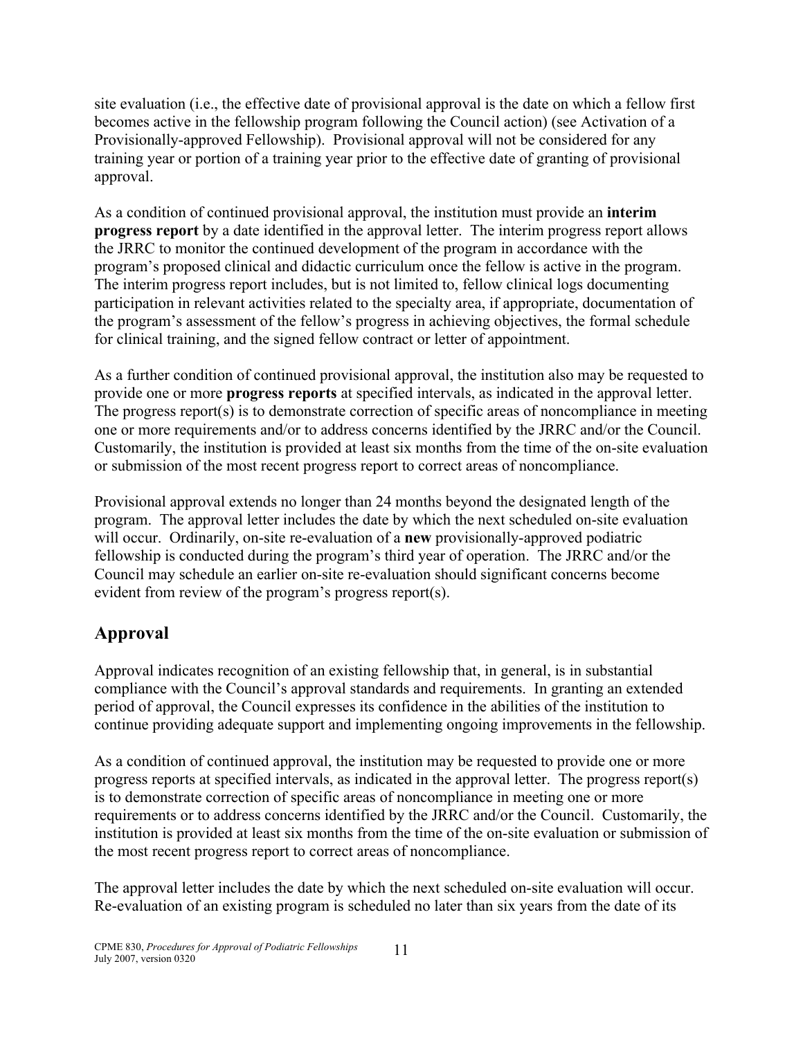site evaluation (i.e., the effective date of provisional approval is the date on which a fellow first becomes active in the fellowship program following the Council action) (see Activation of a Provisionally-approved Fellowship). Provisional approval will not be considered for any training year or portion of a training year prior to the effective date of granting of provisional approval.

As a condition of continued provisional approval, the institution must provide an **interim progress report** by a date identified in the approval letter. The interim progress report allows the JRRC to monitor the continued development of the program in accordance with the program's proposed clinical and didactic curriculum once the fellow is active in the program. The interim progress report includes, but is not limited to, fellow clinical logs documenting participation in relevant activities related to the specialty area, if appropriate, documentation of the program's assessment of the fellow's progress in achieving objectives, the formal schedule for clinical training, and the signed fellow contract or letter of appointment.

As a further condition of continued provisional approval, the institution also may be requested to provide one or more **progress reports** at specified intervals, as indicated in the approval letter. The progress report(s) is to demonstrate correction of specific areas of noncompliance in meeting one or more requirements and/or to address concerns identified by the JRRC and/or the Council. Customarily, the institution is provided at least six months from the time of the on-site evaluation or submission of the most recent progress report to correct areas of noncompliance.

Provisional approval extends no longer than 24 months beyond the designated length of the program. The approval letter includes the date by which the next scheduled on-site evaluation will occur. Ordinarily, on-site re-evaluation of a **new** provisionally-approved podiatric fellowship is conducted during the program's third year of operation. The JRRC and/or the Council may schedule an earlier on-site re-evaluation should significant concerns become evident from review of the program's progress report(s).

## Approval

Approval indicates recognition of an existing fellowship that, in general, is in substantial compliance with the Council's approval standards and requirements. In granting an extended period of approval, the Council expresses its confidence in the abilities of the institution to continue providing adequate support and implementing ongoing improvements in the fellowship.

As a condition of continued approval, the institution may be requested to provide one or more progress reports at specified intervals, as indicated in the approval letter. The progress report(s) is to demonstrate correction of specific areas of noncompliance in meeting one or more requirements or to address concerns identified by the JRRC and/or the Council. Customarily, the institution is provided at least six months from the time of the on-site evaluation or submission of the most recent progress report to correct areas of noncompliance.

The approval letter includes the date by which the next scheduled on-site evaluation will occur. Re-evaluation of an existing program is scheduled no later than six years from the date of its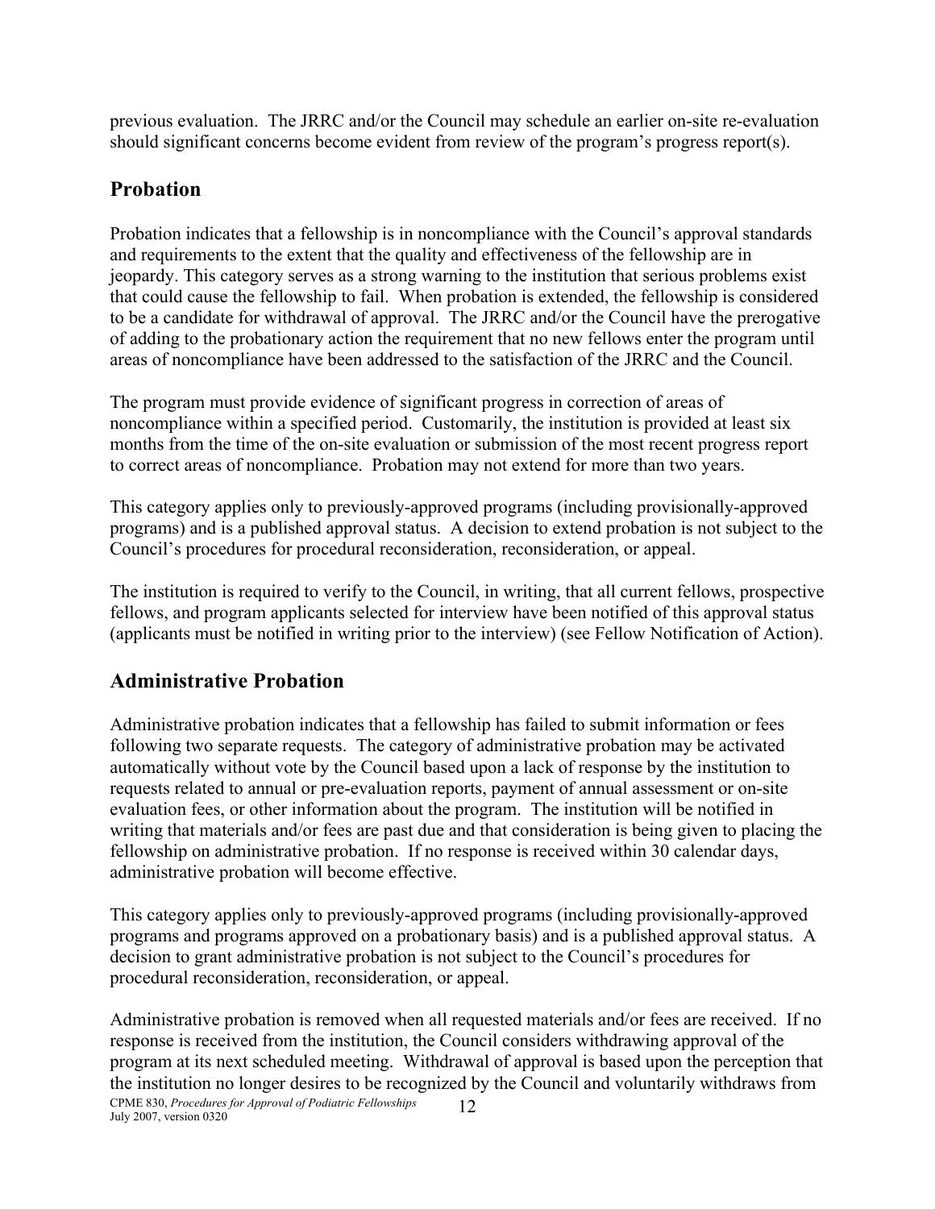previous evaluation. The JRRC and/or the Council may schedule an earlier on-site re-evaluation should significant concerns become evident from review of the program's progress report(s).

## Probation

Probation indicates that a fellowship is in noncompliance with the Council's approval standards and requirements to the extent that the quality and effectiveness of the fellowship are in jeopardy. This category serves as a strong warning to the institution that serious problems exist that could cause the fellowship to fail. When probation is extended, the fellowship is considered to be a candidate for withdrawal of approval. The JRRC and/or the Council have the prerogative of adding to the probationary action the requirement that no new fellows enter the program until areas of noncompliance have been addressed to the satisfaction of the JRRC and the Council.

The program must provide evidence of significant progress in correction of areas of noncompliance within a specified period. Customarily, the institution is provided at least six months from the time of the on-site evaluation or submission of the most recent progress report to correct areas of noncompliance. Probation may not extend for more than two years.

This category applies only to previously-approved programs (including provisionally-approved programs) and is a published approval status. A decision to extend probation is not subject to the Council's procedures for procedural reconsideration, reconsideration, or appeal.

The institution is required to verify to the Council, in writing, that all current fellows, prospective fellows, and program applicants selected for interview have been notified of this approval status (applicants must be notified in writing prior to the interview) (see Fellow Notification of Action).

## Administrative Probation

Administrative probation indicates that a fellowship has failed to submit information or fees following two separate requests. The category of administrative probation may be activated automatically without vote by the Council based upon a lack of response by the institution to requests related to annual or pre-evaluation reports, payment of annual assessment or on-site evaluation fees, or other information about the program. The institution will be notified in writing that materials and/or fees are past due and that consideration is being given to placing the fellowship on administrative probation. If no response is received within 30 calendar days, administrative probation will become effective.

This category applies only to previously-approved programs (including provisionally-approved programs and programs approved on a probationary basis) and is a published approval status. A decision to grant administrative probation is not subject to the Council's procedures for procedural reconsideration, reconsideration, or appeal.

Administrative probation is removed when all requested materials and/or fees are received. If no response is received from the institution, the Council considers withdrawing approval of the program at its next scheduled meeting. Withdrawal of approval is based upon the perception that the institution no longer desires to be recognized by the Council and voluntarily withdraws from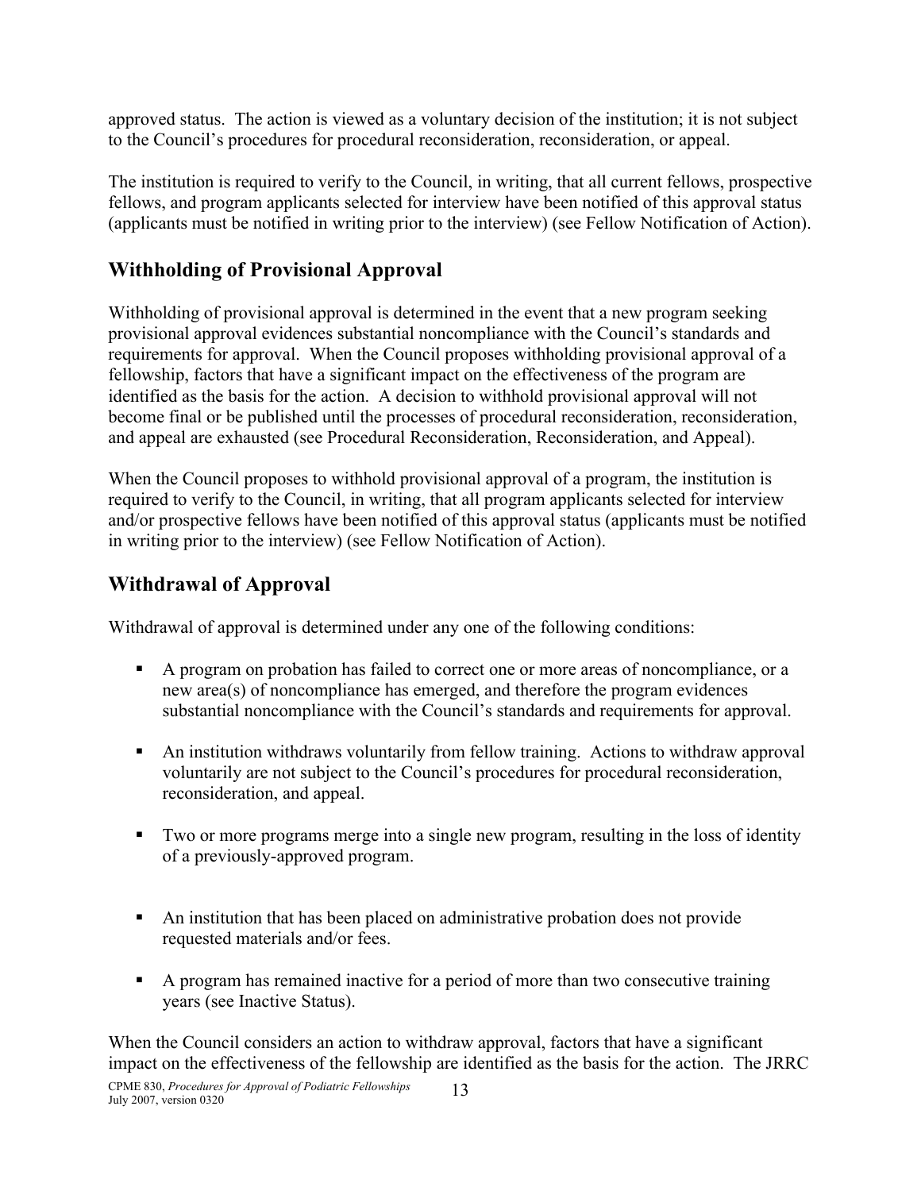approved status. The action is viewed as a voluntary decision of the institution; it is not subject to the Council's procedures for procedural reconsideration, reconsideration, or appeal.

The institution is required to verify to the Council, in writing, that all current fellows, prospective fellows, and program applicants selected for interview have been notified of this approval status (applicants must be notified in writing prior to the interview) (see Fellow Notification of Action).

## Withholding of Provisional Approval

Withholding of provisional approval is determined in the event that a new program seeking provisional approval evidences substantial noncompliance with the Council's standards and requirements for approval. When the Council proposes withholding provisional approval of a fellowship, factors that have a significant impact on the effectiveness of the program are identified as the basis for the action. A decision to withhold provisional approval will not become final or be published until the processes of procedural reconsideration, reconsideration, and appeal are exhausted (see Procedural Reconsideration, Reconsideration, and Appeal).

When the Council proposes to withhold provisional approval of a program, the institution is required to verify to the Council, in writing, that all program applicants selected for interview and/or prospective fellows have been notified of this approval status (applicants must be notified in writing prior to the interview) (see Fellow Notification of Action).

## Withdrawal of Approval

Withdrawal of approval is determined under any one of the following conditions:

- A program on probation has failed to correct one or more areas of noncompliance, or a new area(s) of noncompliance has emerged, and therefore the program evidences substantial noncompliance with the Council's standards and requirements for approval.
- An institution withdraws voluntarily from fellow training. Actions to withdraw approval voluntarily are not subject to the Council's procedures for procedural reconsideration, reconsideration, and appeal.
- Two or more programs merge into a single new program, resulting in the loss of identity of a previously-approved program.
- An institution that has been placed on administrative probation does not provide requested materials and/or fees.
- A program has remained inactive for a period of more than two consecutive training years (see Inactive Status).

When the Council considers an action to withdraw approval, factors that have a significant impact on the effectiveness of the fellowship are identified as the basis for the action. The JRRC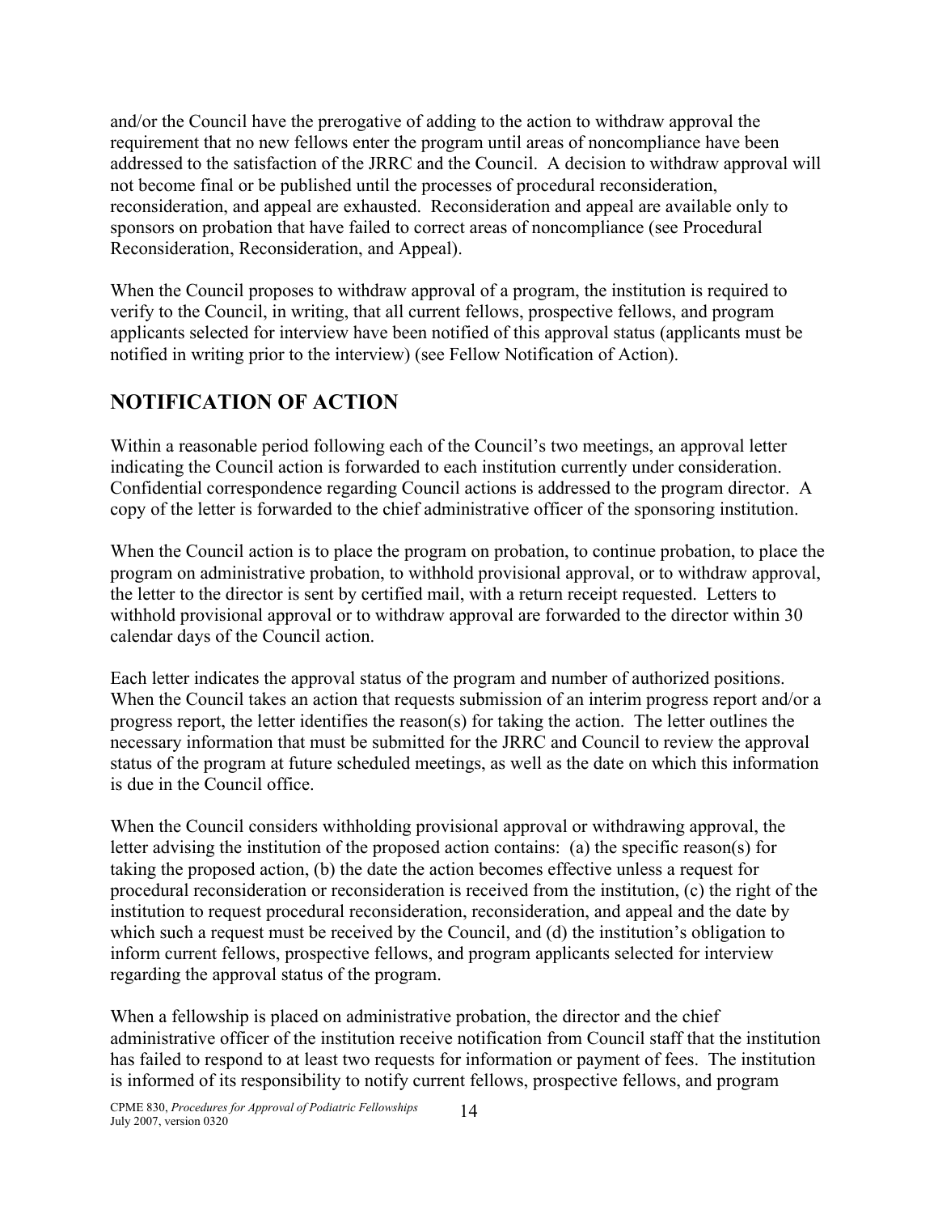and/or the Council have the prerogative of adding to the action to withdraw approval the requirement that no new fellows enter the program until areas of noncompliance have been addressed to the satisfaction of the JRRC and the Council. A decision to withdraw approval will not become final or be published until the processes of procedural reconsideration, reconsideration, and appeal are exhausted. Reconsideration and appeal are available only to sponsors on probation that have failed to correct areas of noncompliance (see Procedural Reconsideration, Reconsideration, and Appeal).

When the Council proposes to withdraw approval of a program, the institution is required to verify to the Council, in writing, that all current fellows, prospective fellows, and program applicants selected for interview have been notified of this approval status (applicants must be notified in writing prior to the interview) (see Fellow Notification of Action).

## NOTIFICATION OF ACTION

Within a reasonable period following each of the Council's two meetings, an approval letter indicating the Council action is forwarded to each institution currently under consideration. Confidential correspondence regarding Council actions is addressed to the program director. A copy of the letter is forwarded to the chief administrative officer of the sponsoring institution.

When the Council action is to place the program on probation, to continue probation, to place the program on administrative probation, to withhold provisional approval, or to withdraw approval, the letter to the director is sent by certified mail, with a return receipt requested. Letters to withhold provisional approval or to withdraw approval are forwarded to the director within 30 calendar days of the Council action.

Each letter indicates the approval status of the program and number of authorized positions. When the Council takes an action that requests submission of an interim progress report and/or a progress report, the letter identifies the reason(s) for taking the action. The letter outlines the necessary information that must be submitted for the JRRC and Council to review the approval status of the program at future scheduled meetings, as well as the date on which this information is due in the Council office.

When the Council considers withholding provisional approval or withdrawing approval, the letter advising the institution of the proposed action contains: (a) the specific reason(s) for taking the proposed action, (b) the date the action becomes effective unless a request for procedural reconsideration or reconsideration is received from the institution, (c) the right of the institution to request procedural reconsideration, reconsideration, and appeal and the date by which such a request must be received by the Council, and (d) the institution's obligation to inform current fellows, prospective fellows, and program applicants selected for interview regarding the approval status of the program.

When a fellowship is placed on administrative probation, the director and the chief administrative officer of the institution receive notification from Council staff that the institution has failed to respond to at least two requests for information or payment of fees. The institution is informed of its responsibility to notify current fellows, prospective fellows, and program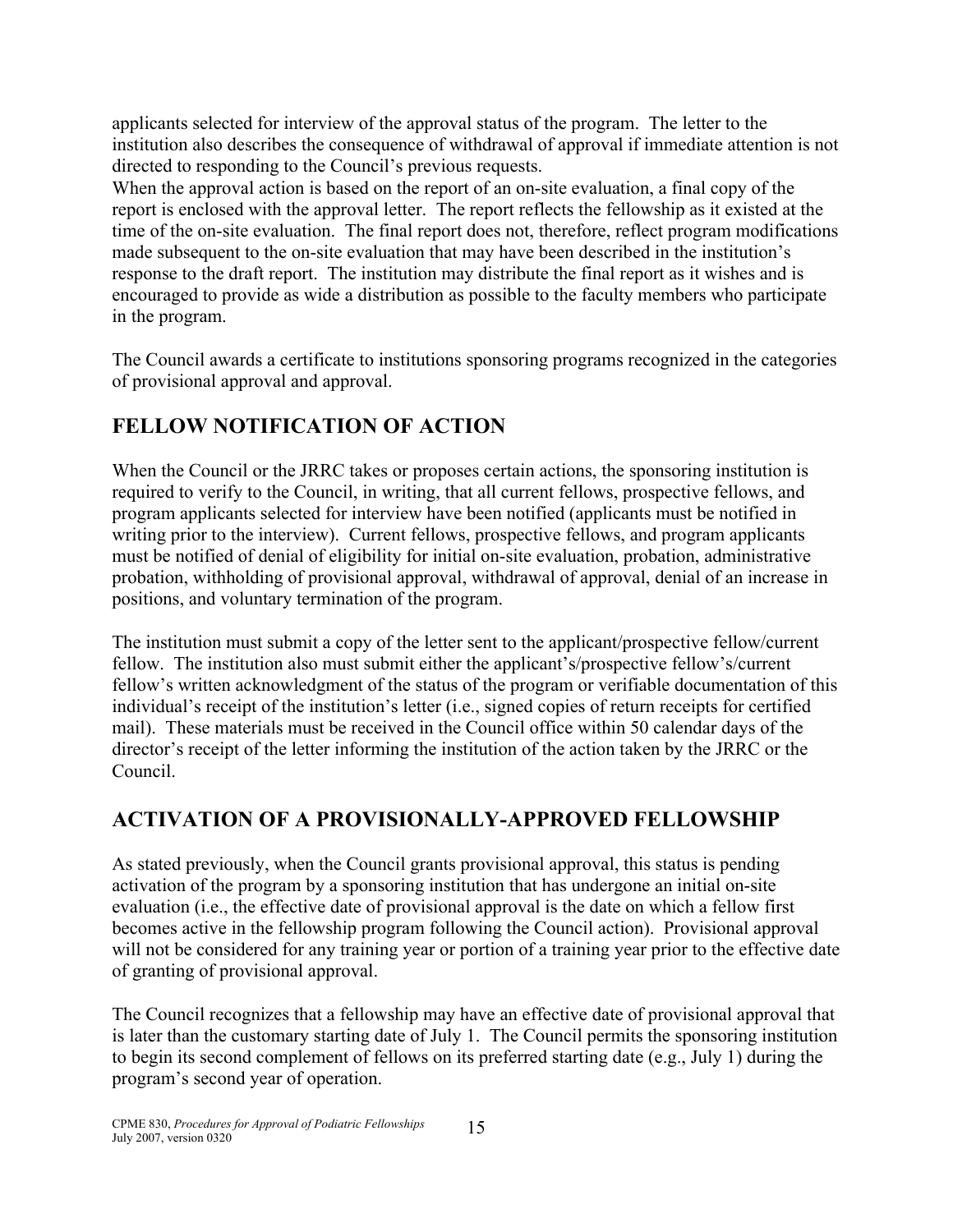applicants selected for interview of the approval status of the program. The letter to the institution also describes the consequence of withdrawal of approval if immediate attention is not directed to responding to the Council's previous requests.
When the approval action is based on the report of an on-site evaluation, a final copy of the report is enclosed with the approval letter. The report reflects the fellowship as it existed at the time of the on-site evaluation. The final report does not, therefore, reflect program modifications made subsequent to the on-site evaluation that may have been described in the institution's response to the draft report. The institution may distribute the final report as it wishes and is encouraged to provide as wide a distribution as possible to the faculty members who participate in the program.

The Council awards a certificate to institutions sponsoring programs recognized in the categories of provisional approval and approval.

## FELLOW NOTIFICATION OF ACTION

When the Council or the JRRC takes or proposes certain actions, the sponsoring institution is required to verify to the Council, in writing, that all current fellows, prospective fellows, and program applicants selected for interview have been notified (applicants must be notified in writing prior to the interview). Current fellows, prospective fellows, and program applicants must be notified of denial of eligibility for initial on-site evaluation, probation, administrative probation, withholding of provisional approval, withdrawal of approval, denial of an increase in positions, and voluntary termination of the program.

The institution must submit a copy of the letter sent to the applicant/prospective fellow/current fellow. The institution also must submit either the applicant's/prospective fellow's/current fellow's written acknowledgment of the status of the program or verifiable documentation of this individual's receipt of the institution's letter (i.e., signed copies of return receipts for certified mail). These materials must be received in the Council office within 50 calendar days of the director's receipt of the letter informing the institution of the action taken by the JRRC or the Council.

## ACTIVATION OF A PROVISIONALLY-APPROVED FELLOWSHIP

As stated previously, when the Council grants provisional approval, this status is pending activation of the program by a sponsoring institution that has undergone an initial on-site evaluation (i.e., the effective date of provisional approval is the date on which a fellow first becomes active in the fellowship program following the Council action). Provisional approval will not be considered for any training year or portion of a training year prior to the effective date of granting of provisional approval.

The Council recognizes that a fellowship may have an effective date of provisional approval that is later than the customary starting date of July 1. The Council permits the sponsoring institution to begin its second complement of fellows on its preferred starting date (e.g., July 1) during the program's second year of operation.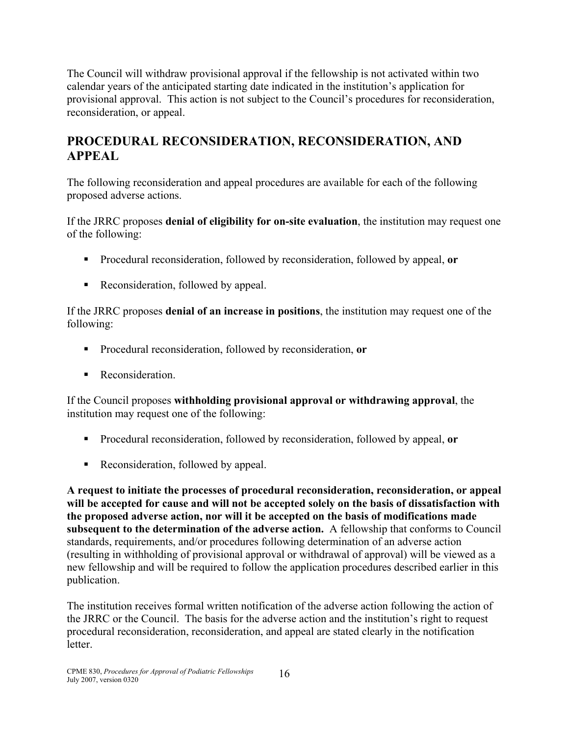The Council will withdraw provisional approval if the fellowship is not activated within two calendar years of the anticipated starting date indicated in the institution's application for provisional approval. This action is not subject to the Council's procedures for reconsideration, reconsideration, or appeal.

## PROCEDURAL RECONSIDERATION, RECONSIDERATION, AND APPEAL

The following reconsideration and appeal procedures are available for each of the following proposed adverse actions.

If the JRRC proposes **denial of eligibility for on-site evaluation**, the institution may request one of the following:

- Procedural reconsideration, followed by reconsideration, followed by appeal, **or**
- Reconsideration, followed by appeal.

If the JRRC proposes **denial of an increase in positions**, the institution may request one of the following:

- Procedural reconsideration, followed by reconsideration, **or**
- Reconsideration.

If the Council proposes **withholding provisional approval or withdrawing approval**, the institution may request one of the following:

- Procedural reconsideration, followed by reconsideration, followed by appeal, **or**
- Reconsideration, followed by appeal.

**A request to initiate the processes of procedural reconsideration, reconsideration, or appeal will be accepted for cause and will not be accepted solely on the basis of dissatisfaction with the proposed adverse action, nor will it be accepted on the basis of modifications made subsequent to the determination of the adverse action.** A fellowship that conforms to Council standards, requirements, and/or procedures following determination of an adverse action (resulting in withholding of provisional approval or withdrawal of approval) will be viewed as a new fellowship and will be required to follow the application procedures described earlier in this publication.

The institution receives formal written notification of the adverse action following the action of the JRRC or the Council. The basis for the adverse action and the institution's right to request procedural reconsideration, reconsideration, and appeal are stated clearly in the notification letter.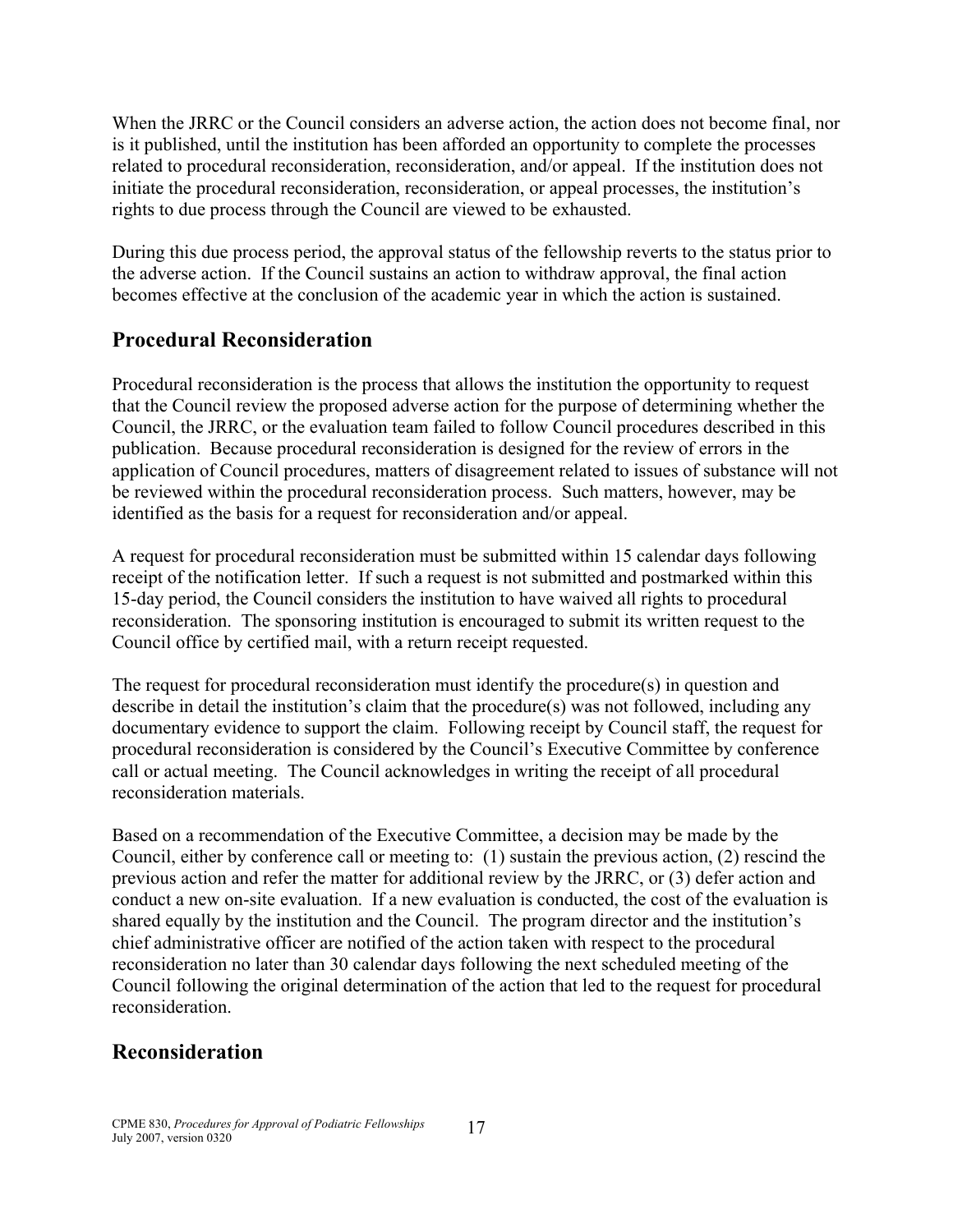When the JRRC or the Council considers an adverse action, the action does not become final, nor is it published, until the institution has been afforded an opportunity to complete the processes related to procedural reconsideration, reconsideration, and/or appeal. If the institution does not initiate the procedural reconsideration, reconsideration, or appeal processes, the institution's rights to due process through the Council are viewed to be exhausted.

During this due process period, the approval status of the fellowship reverts to the status prior to the adverse action. If the Council sustains an action to withdraw approval, the final action becomes effective at the conclusion of the academic year in which the action is sustained.

## Procedural Reconsideration

Procedural reconsideration is the process that allows the institution the opportunity to request that the Council review the proposed adverse action for the purpose of determining whether the Council, the JRRC, or the evaluation team failed to follow Council procedures described in this publication. Because procedural reconsideration is designed for the review of errors in the application of Council procedures, matters of disagreement related to issues of substance will not be reviewed within the procedural reconsideration process. Such matters, however, may be identified as the basis for a request for reconsideration and/or appeal.

A request for procedural reconsideration must be submitted within 15 calendar days following receipt of the notification letter. If such a request is not submitted and postmarked within this 15-day period, the Council considers the institution to have waived all rights to procedural reconsideration. The sponsoring institution is encouraged to submit its written request to the Council office by certified mail, with a return receipt requested.

The request for procedural reconsideration must identify the procedure(s) in question and describe in detail the institution's claim that the procedure(s) was not followed, including any documentary evidence to support the claim. Following receipt by Council staff, the request for procedural reconsideration is considered by the Council's Executive Committee by conference call or actual meeting. The Council acknowledges in writing the receipt of all procedural reconsideration materials.

Based on a recommendation of the Executive Committee, a decision may be made by the Council, either by conference call or meeting to: (1) sustain the previous action, (2) rescind the previous action and refer the matter for additional review by the JRRC, or (3) defer action and conduct a new on-site evaluation. If a new evaluation is conducted, the cost of the evaluation is shared equally by the institution and the Council. The program director and the institution's chief administrative officer are notified of the action taken with respect to the procedural reconsideration no later than 30 calendar days following the next scheduled meeting of the Council following the original determination of the action that led to the request for procedural reconsideration.

## Reconsideration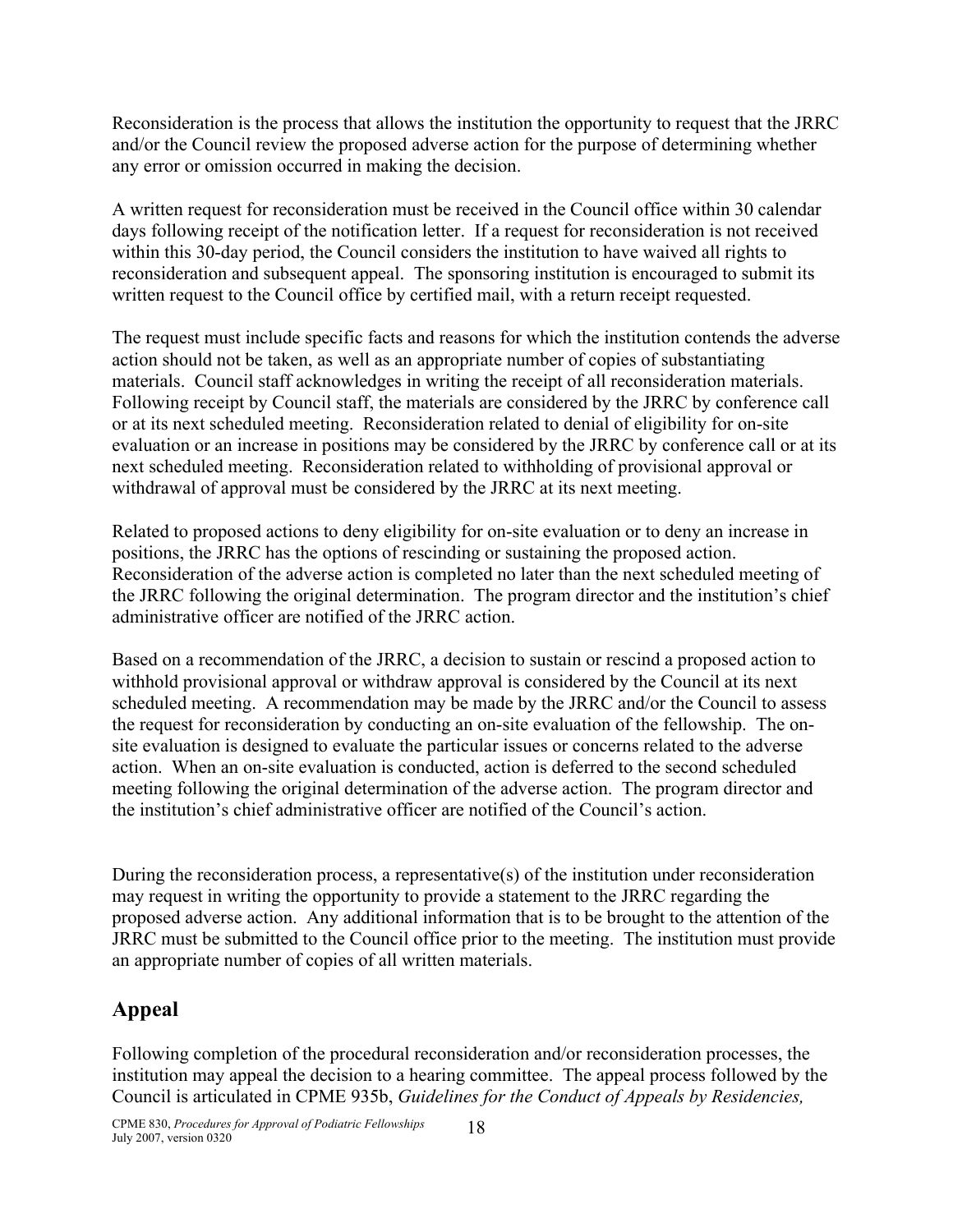Reconsideration is the process that allows the institution the opportunity to request that the JRRC and/or the Council review the proposed adverse action for the purpose of determining whether any error or omission occurred in making the decision.

A written request for reconsideration must be received in the Council office within 30 calendar days following receipt of the notification letter. If a request for reconsideration is not received within this 30-day period, the Council considers the institution to have waived all rights to reconsideration and subsequent appeal. The sponsoring institution is encouraged to submit its written request to the Council office by certified mail, with a return receipt requested.

The request must include specific facts and reasons for which the institution contends the adverse action should not be taken, as well as an appropriate number of copies of substantiating materials. Council staff acknowledges in writing the receipt of all reconsideration materials. Following receipt by Council staff, the materials are considered by the JRRC by conference call or at its next scheduled meeting. Reconsideration related to denial of eligibility for on-site evaluation or an increase in positions may be considered by the JRRC by conference call or at its next scheduled meeting. Reconsideration related to withholding of provisional approval or withdrawal of approval must be considered by the JRRC at its next meeting.

Related to proposed actions to deny eligibility for on-site evaluation or to deny an increase in positions, the JRRC has the options of rescinding or sustaining the proposed action. Reconsideration of the adverse action is completed no later than the next scheduled meeting of the JRRC following the original determination. The program director and the institution's chief administrative officer are notified of the JRRC action.

Based on a recommendation of the JRRC, a decision to sustain or rescind a proposed action to withhold provisional approval or withdraw approval is considered by the Council at its next scheduled meeting. A recommendation may be made by the JRRC and/or the Council to assess the request for reconsideration by conducting an on-site evaluation of the fellowship. The on-site evaluation is designed to evaluate the particular issues or concerns related to the adverse action. When an on-site evaluation is conducted, action is deferred to the second scheduled meeting following the original determination of the adverse action. The program director and the institution's chief administrative officer are notified of the Council's action.

During the reconsideration process, a representative(s) of the institution under reconsideration may request in writing the opportunity to provide a statement to the JRRC regarding the proposed adverse action. Any additional information that is to be brought to the attention of the JRRC must be submitted to the Council office prior to the meeting. The institution must provide an appropriate number of copies of all written materials.

## Appeal

Following completion of the procedural reconsideration and/or reconsideration processes, the institution may appeal the decision to a hearing committee. The appeal process followed by the Council is articulated in CPME 935b, *Guidelines for the Conduct of Appeals by Residencies,*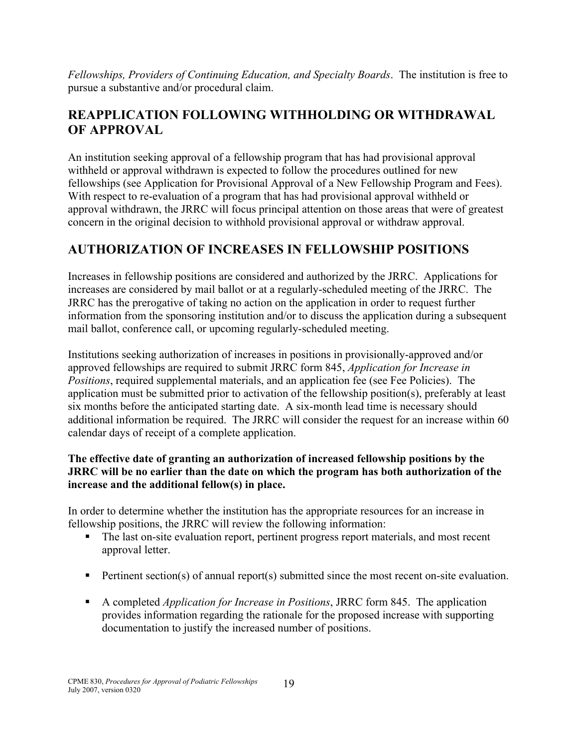*Fellowships, Providers of Continuing Education, and Specialty Boards*. The institution is free to pursue a substantive and/or procedural claim.

## REAPPLICATION FOLLOWING WITHHOLDING OR WITHDRAWAL OF APPROVAL

An institution seeking approval of a fellowship program that has had provisional approval withheld or approval withdrawn is expected to follow the procedures outlined for new fellowships (see Application for Provisional Approval of a New Fellowship Program and Fees). With respect to re-evaluation of a program that has had provisional approval withheld or approval withdrawn, the JRRC will focus principal attention on those areas that were of greatest concern in the original decision to withhold provisional approval or withdraw approval.

## AUTHORIZATION OF INCREASES IN FELLOWSHIP POSITIONS

Increases in fellowship positions are considered and authorized by the JRRC. Applications for increases are considered by mail ballot or at a regularly-scheduled meeting of the JRRC. The JRRC has the prerogative of taking no action on the application in order to request further information from the sponsoring institution and/or to discuss the application during a subsequent mail ballot, conference call, or upcoming regularly-scheduled meeting.

Institutions seeking authorization of increases in positions in provisionally-approved and/or approved fellowships are required to submit JRRC form 845, *Application for Increase in Positions*, required supplemental materials, and an application fee (see Fee Policies). The application must be submitted prior to activation of the fellowship position(s), preferably at least six months before the anticipated starting date. A six-month lead time is necessary should additional information be required. The JRRC will consider the request for an increase within 60 calendar days of receipt of a complete application.

**The effective date of granting an authorization of increased fellowship positions by the JRRC will be no earlier than the date on which the program has both authorization of the increase and the additional fellow(s) in place.**

In order to determine whether the institution has the appropriate resources for an increase in fellowship positions, the JRRC will review the following information:

- The last on-site evaluation report, pertinent progress report materials, and most recent approval letter.
- Pertinent section(s) of annual report(s) submitted since the most recent on-site evaluation.
- A completed *Application for Increase in Positions*, JRRC form 845. The application provides information regarding the rationale for the proposed increase with supporting documentation to justify the increased number of positions.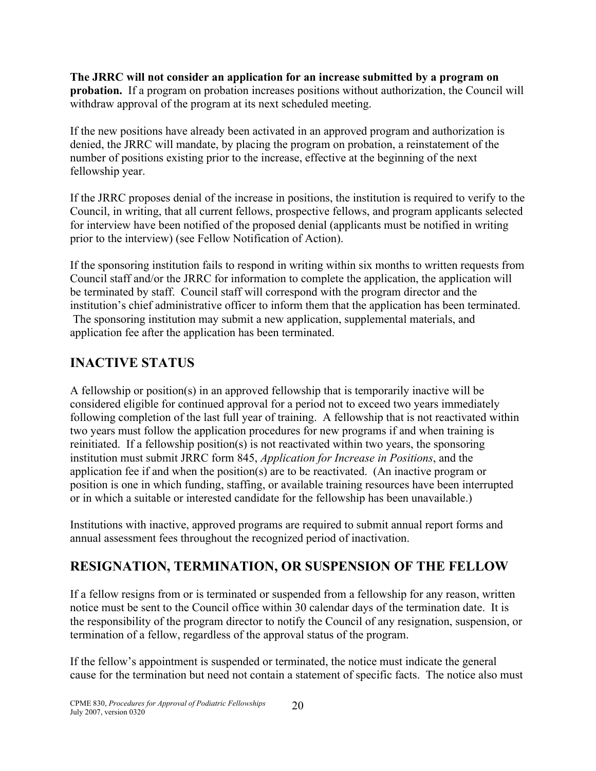**The JRRC will not consider an application for an increase submitted by a program on probation.** If a program on probation increases positions without authorization, the Council will withdraw approval of the program at its next scheduled meeting.

If the new positions have already been activated in an approved program and authorization is denied, the JRRC will mandate, by placing the program on probation, a reinstatement of the number of positions existing prior to the increase, effective at the beginning of the next fellowship year.

If the JRRC proposes denial of the increase in positions, the institution is required to verify to the Council, in writing, that all current fellows, prospective fellows, and program applicants selected for interview have been notified of the proposed denial (applicants must be notified in writing prior to the interview) (see Fellow Notification of Action).

If the sponsoring institution fails to respond in writing within six months to written requests from Council staff and/or the JRRC for information to complete the application, the application will be terminated by staff. Council staff will correspond with the program director and the institution's chief administrative officer to inform them that the application has been terminated. The sponsoring institution may submit a new application, supplemental materials, and application fee after the application has been terminated.

## INACTIVE STATUS

A fellowship or position(s) in an approved fellowship that is temporarily inactive will be considered eligible for continued approval for a period not to exceed two years immediately following completion of the last full year of training. A fellowship that is not reactivated within two years must follow the application procedures for new programs if and when training is reinitiated. If a fellowship position(s) is not reactivated within two years, the sponsoring institution must submit JRRC form 845, *Application for Increase in Positions*, and the application fee if and when the position(s) are to be reactivated. (An inactive program or position is one in which funding, staffing, or available training resources have been interrupted or in which a suitable or interested candidate for the fellowship has been unavailable.)

Institutions with inactive, approved programs are required to submit annual report forms and annual assessment fees throughout the recognized period of inactivation.

## RESIGNATION, TERMINATION, OR SUSPENSION OF THE FELLOW

If a fellow resigns from or is terminated or suspended from a fellowship for any reason, written notice must be sent to the Council office within 30 calendar days of the termination date. It is the responsibility of the program director to notify the Council of any resignation, suspension, or termination of a fellow, regardless of the approval status of the program.

If the fellow's appointment is suspended or terminated, the notice must indicate the general cause for the termination but need not contain a statement of specific facts. The notice also must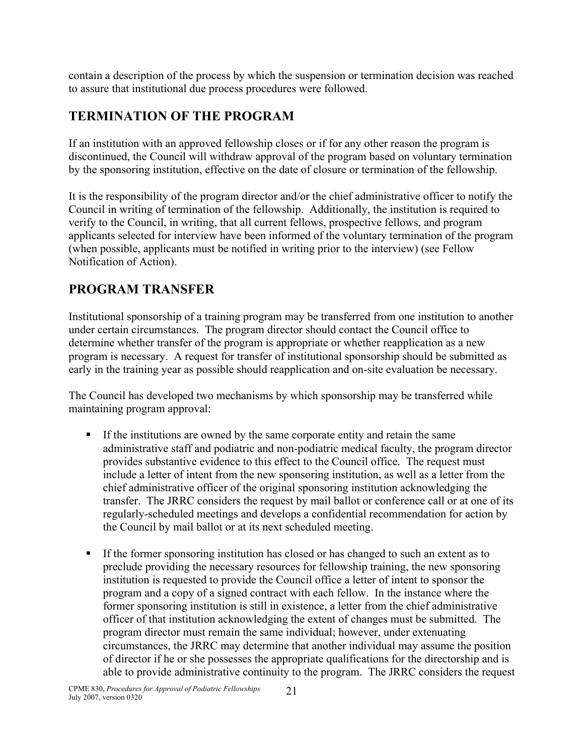contain a description of the process by which the suspension or termination decision was reached to assure that institutional due process procedures were followed.

## TERMINATION OF THE PROGRAM

If an institution with an approved fellowship closes or if for any other reason the program is discontinued, the Council will withdraw approval of the program based on voluntary termination by the sponsoring institution, effective on the date of closure or termination of the fellowship.

It is the responsibility of the program director and/or the chief administrative officer to notify the Council in writing of termination of the fellowship. Additionally, the institution is required to verify to the Council, in writing, that all current fellows, prospective fellows, and program applicants selected for interview have been informed of the voluntary termination of the program (when possible, applicants must be notified in writing prior to the interview) (see Fellow Notification of Action).

## PROGRAM TRANSFER

Institutional sponsorship of a training program may be transferred from one institution to another under certain circumstances. The program director should contact the Council office to determine whether transfer of the program is appropriate or whether reapplication as a new program is necessary. A request for transfer of institutional sponsorship should be submitted as early in the training year as possible should reapplication and on-site evaluation be necessary.

The Council has developed two mechanisms by which sponsorship may be transferred while maintaining program approval:

- If the institutions are owned by the same corporate entity and retain the same administrative staff and podiatric and non-podiatric medical faculty, the program director provides substantive evidence to this effect to the Council office. The request must include a letter of intent from the new sponsoring institution, as well as a letter from the chief administrative officer of the original sponsoring institution acknowledging the transfer. The JRRC considers the request by mail ballot or conference call or at one of its regularly-scheduled meetings and develops a confidential recommendation for action by the Council by mail ballot or at its next scheduled meeting.

- If the former sponsoring institution has closed or has changed to such an extent as to preclude providing the necessary resources for fellowship training, the new sponsoring institution is requested to provide the Council office a letter of intent to sponsor the program and a copy of a signed contract with each fellow. In the instance where the former sponsoring institution is still in existence, a letter from the chief administrative officer of that institution acknowledging the extent of changes must be submitted. The program director must remain the same individual; however, under extenuating circumstances, the JRRC may determine that another individual may assume the position of director if he or she possesses the appropriate qualifications for the directorship and is able to provide administrative continuity to the program. The JRRC considers the request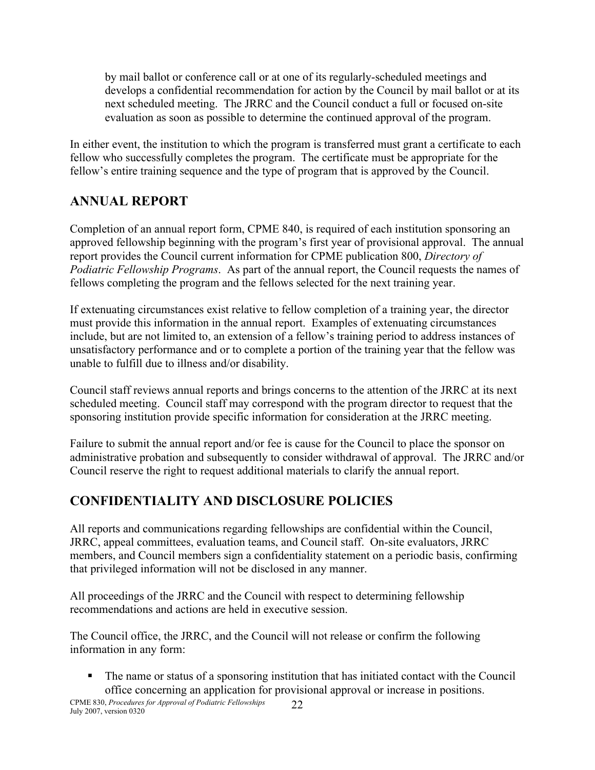by mail ballot or conference call or at one of its regularly-scheduled meetings and develops a confidential recommendation for action by the Council by mail ballot or at its next scheduled meeting. The JRRC and the Council conduct a full or focused on-site evaluation as soon as possible to determine the continued approval of the program.

In either event, the institution to which the program is transferred must grant a certificate to each fellow who successfully completes the program. The certificate must be appropriate for the fellow's entire training sequence and the type of program that is approved by the Council.

## ANNUAL REPORT

Completion of an annual report form, CPME 840, is required of each institution sponsoring an approved fellowship beginning with the program's first year of provisional approval. The annual report provides the Council current information for CPME publication 800, *Directory of Podiatric Fellowship Programs*. As part of the annual report, the Council requests the names of fellows completing the program and the fellows selected for the next training year.

If extenuating circumstances exist relative to fellow completion of a training year, the director must provide this information in the annual report. Examples of extenuating circumstances include, but are not limited to, an extension of a fellow's training period to address instances of unsatisfactory performance and or to complete a portion of the training year that the fellow was unable to fulfill due to illness and/or disability.

Council staff reviews annual reports and brings concerns to the attention of the JRRC at its next scheduled meeting. Council staff may correspond with the program director to request that the sponsoring institution provide specific information for consideration at the JRRC meeting.

Failure to submit the annual report and/or fee is cause for the Council to place the sponsor on administrative probation and subsequently to consider withdrawal of approval. The JRRC and/or Council reserve the right to request additional materials to clarify the annual report.

## CONFIDENTIALITY AND DISCLOSURE POLICIES

All reports and communications regarding fellowships are confidential within the Council, JRRC, appeal committees, evaluation teams, and Council staff. On-site evaluators, JRRC members, and Council members sign a confidentiality statement on a periodic basis, confirming that privileged information will not be disclosed in any manner.

All proceedings of the JRRC and the Council with respect to determining fellowship recommendations and actions are held in executive session.

The Council office, the JRRC, and the Council will not release or confirm the following information in any form:

- The name or status of a sponsoring institution that has initiated contact with the Council office concerning an application for provisional approval or increase in positions.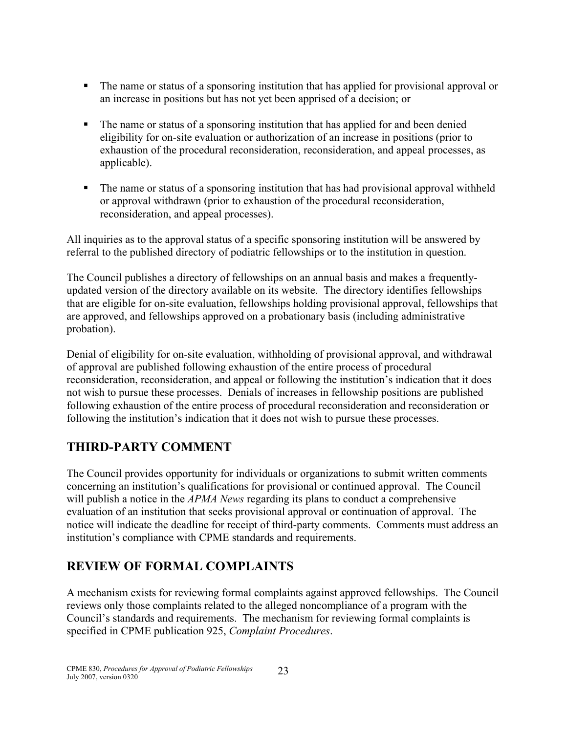- The name or status of a sponsoring institution that has applied for provisional approval or an increase in positions but has not yet been apprised of a decision; or

- The name or status of a sponsoring institution that has applied for and been denied eligibility for on-site evaluation or authorization of an increase in positions (prior to exhaustion of the procedural reconsideration, reconsideration, and appeal processes, as applicable).

- The name or status of a sponsoring institution that has had provisional approval withheld or approval withdrawn (prior to exhaustion of the procedural reconsideration, reconsideration, and appeal processes).

All inquiries as to the approval status of a specific sponsoring institution will be answered by referral to the published directory of podiatric fellowships or to the institution in question.

The Council publishes a directory of fellowships on an annual basis and makes a frequently-updated version of the directory available on its website. The directory identifies fellowships that are eligible for on-site evaluation, fellowships holding provisional approval, fellowships that are approved, and fellowships approved on a probationary basis (including administrative probation).

Denial of eligibility for on-site evaluation, withholding of provisional approval, and withdrawal of approval are published following exhaustion of the entire process of procedural reconsideration, reconsideration, and appeal or following the institution's indication that it does not wish to pursue these processes. Denials of increases in fellowship positions are published following exhaustion of the entire process of procedural reconsideration and reconsideration or following the institution's indication that it does not wish to pursue these processes.

## THIRD-PARTY COMMENT

The Council provides opportunity for individuals or organizations to submit written comments concerning an institution's qualifications for provisional or continued approval. The Council will publish a notice in the *APMA News* regarding its plans to conduct a comprehensive evaluation of an institution that seeks provisional approval or continuation of approval. The notice will indicate the deadline for receipt of third-party comments. Comments must address an institution's compliance with CPME standards and requirements.

## REVIEW OF FORMAL COMPLAINTS

A mechanism exists for reviewing formal complaints against approved fellowships. The Council reviews only those complaints related to the alleged noncompliance of a program with the Council's standards and requirements. The mechanism for reviewing formal complaints is specified in CPME publication 925, *Complaint Procedures*.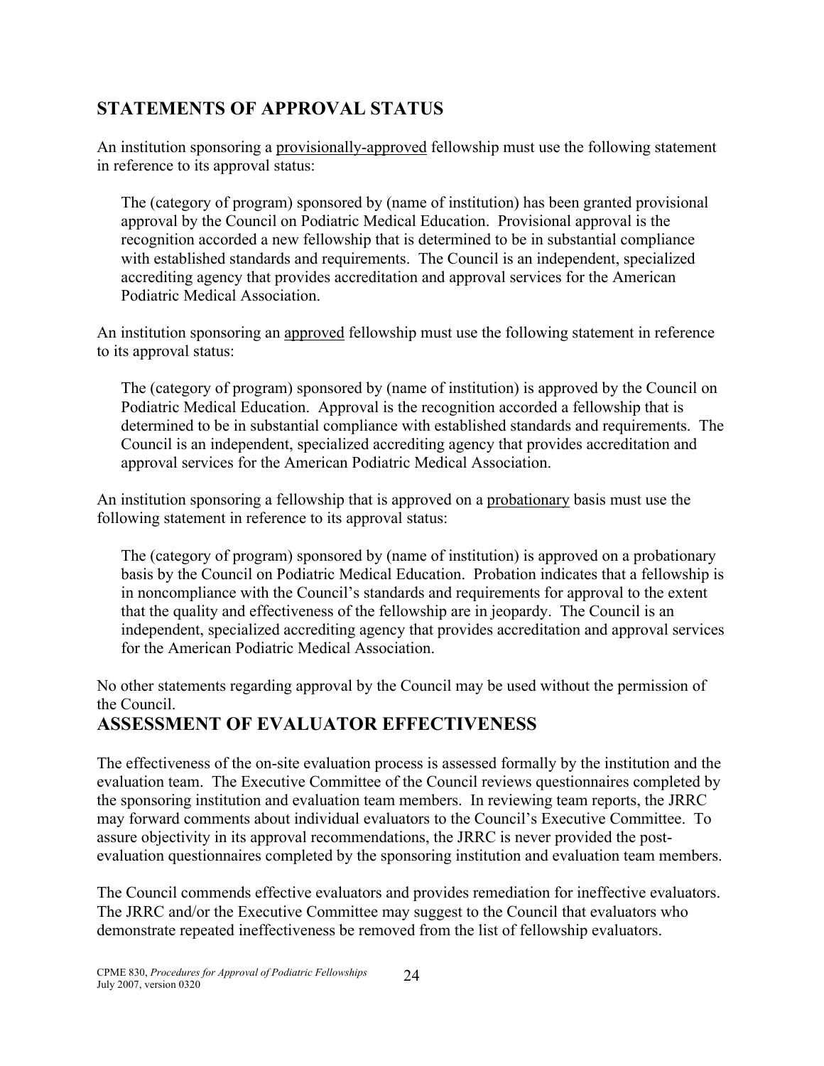## STATEMENTS OF APPROVAL STATUS

An institution sponsoring a <u>provisionally-approved</u> fellowship must use the following statement in reference to its approval status:

> The (category of program) sponsored by (name of institution) has been granted provisional approval by the Council on Podiatric Medical Education. Provisional approval is the recognition accorded a new fellowship that is determined to be in substantial compliance with established standards and requirements. The Council is an independent, specialized accrediting agency that provides accreditation and approval services for the American Podiatric Medical Association.

An institution sponsoring an <u>approved</u> fellowship must use the following statement in reference to its approval status:

> The (category of program) sponsored by (name of institution) is approved by the Council on Podiatric Medical Education. Approval is the recognition accorded a fellowship that is determined to be in substantial compliance with established standards and requirements. The Council is an independent, specialized accrediting agency that provides accreditation and approval services for the American Podiatric Medical Association.

An institution sponsoring a fellowship that is approved on a <u>probationary</u> basis must use the following statement in reference to its approval status:

> The (category of program) sponsored by (name of institution) is approved on a probationary basis by the Council on Podiatric Medical Education. Probation indicates that a fellowship is in noncompliance with the Council's standards and requirements for approval to the extent that the quality and effectiveness of the fellowship are in jeopardy. The Council is an independent, specialized accrediting agency that provides accreditation and approval services for the American Podiatric Medical Association.

No other statements regarding approval by the Council may be used without the permission of the Council.

## ASSESSMENT OF EVALUATOR EFFECTIVENESS

The effectiveness of the on-site evaluation process is assessed formally by the institution and the evaluation team. The Executive Committee of the Council reviews questionnaires completed by the sponsoring institution and evaluation team members. In reviewing team reports, the JRRC may forward comments about individual evaluators to the Council's Executive Committee. To assure objectivity in its approval recommendations, the JRRC is never provided the post-evaluation questionnaires completed by the sponsoring institution and evaluation team members.

The Council commends effective evaluators and provides remediation for ineffective evaluators. The JRRC and/or the Executive Committee may suggest to the Council that evaluators who demonstrate repeated ineffectiveness be removed from the list of fellowship evaluators.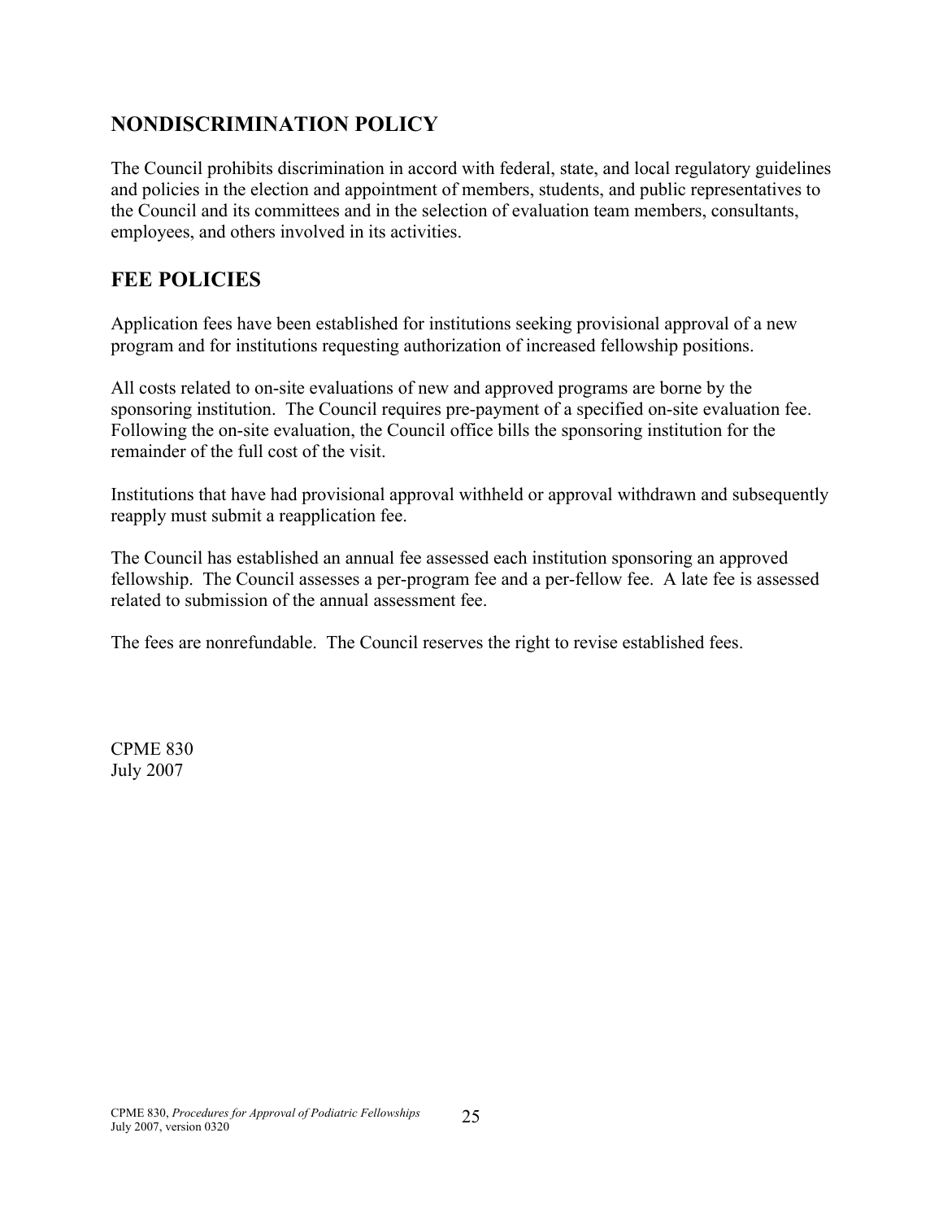## NONDISCRIMINATION POLICY

The Council prohibits discrimination in accord with federal, state, and local regulatory guidelines and policies in the election and appointment of members, students, and public representatives to the Council and its committees and in the selection of evaluation team members, consultants, employees, and others involved in its activities.

## FEE POLICIES

Application fees have been established for institutions seeking provisional approval of a new program and for institutions requesting authorization of increased fellowship positions.

All costs related to on-site evaluations of new and approved programs are borne by the sponsoring institution. The Council requires pre-payment of a specified on-site evaluation fee. Following the on-site evaluation, the Council office bills the sponsoring institution for the remainder of the full cost of the visit.

Institutions that have had provisional approval withheld or approval withdrawn and subsequently reapply must submit a reapplication fee.

The Council has established an annual fee assessed each institution sponsoring an approved fellowship. The Council assesses a per-program fee and a per-fellow fee. A late fee is assessed related to submission of the annual assessment fee.

The fees are nonrefundable. The Council reserves the right to revise established fees.

CPME 830
July 2007